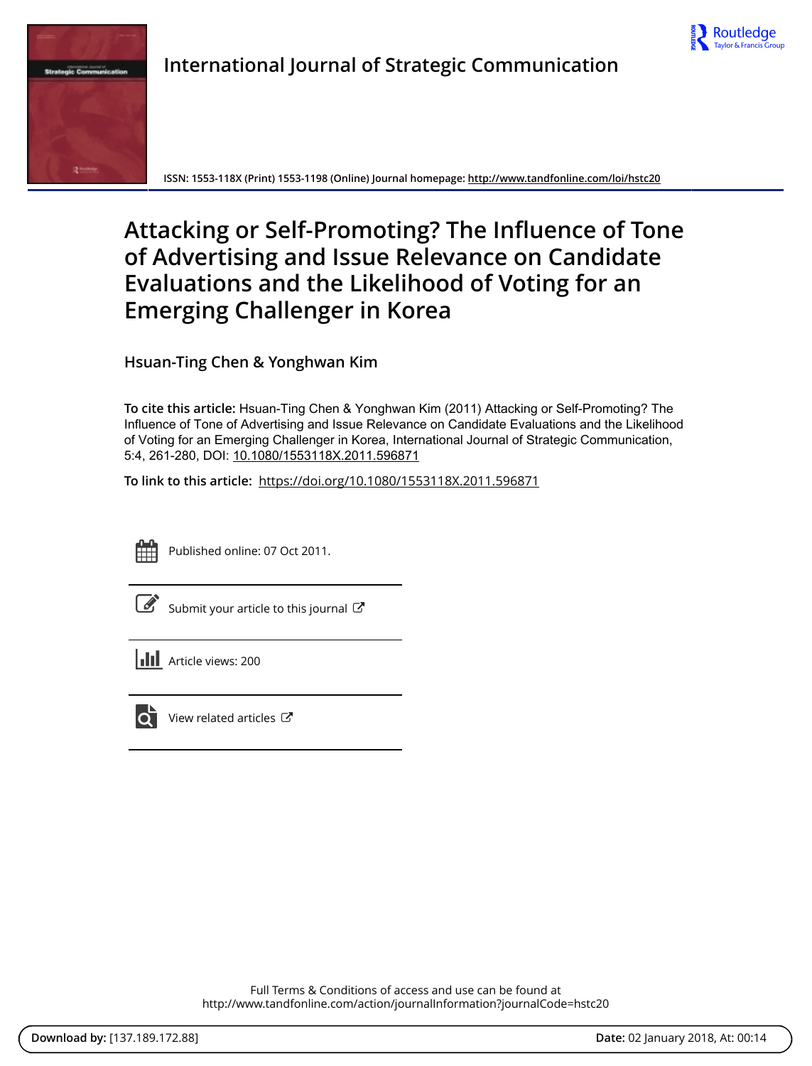International Journal of Strategic Communication

ISSN: 1553-118X (Print) 1553-1198 (Online) Journal homepage: http://www.tandfonline.com/loi/hstc20

# Attacking or Self-Promoting? The Influence of Tone of Advertising and Issue Relevance on Candidate Evaluations and the Likelihood of Voting for an Emerging Challenger in Korea

Hsuan-Ting Chen & Yonghwan Kim

**To cite this article:** Hsuan-Ting Chen & Yonghwan Kim (2011) Attacking or Self-Promoting? The Influence of Tone of Advertising and Issue Relevance on Candidate Evaluations and the Likelihood of Voting for an Emerging Challenger in Korea, International Journal of Strategic Communication, 5:4, 261-280, DOI: 10.1080/1553118X.2011.596871

**To link to this article:** https://doi.org/10.1080/1553118X.2011.596871

Published online: 07 Oct 2011.

Submit your article to this journal

Article views: 200

View related articles

Full Terms & Conditions of access and use can be found at
http://www.tandfonline.com/action/journalInformation?journalCode=hstc20

**Download by:** [137.189.172.88] **Date:** 02 January 2018, At: 00:14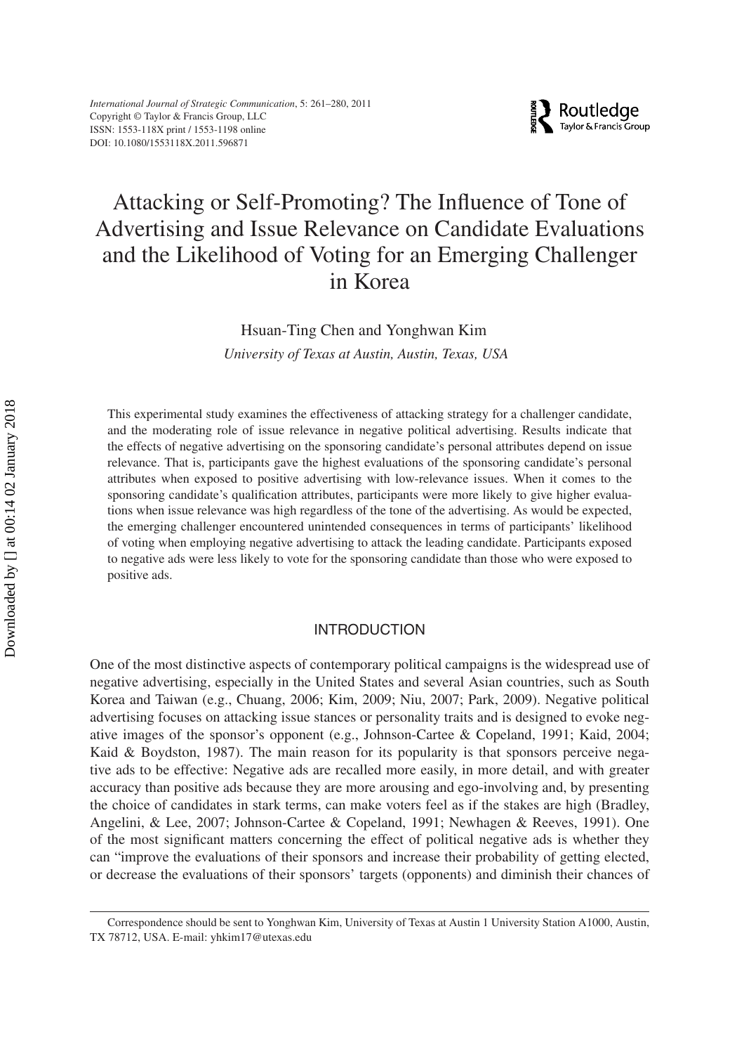# Attacking or Self-Promoting? The Influence of Tone of Advertising and Issue Relevance on Candidate Evaluations and the Likelihood of Voting for an Emerging Challenger in Korea

Hsuan-Ting Chen and Yonghwan Kim

*University of Texas at Austin, Austin, Texas, USA*

This experimental study examines the effectiveness of attacking strategy for a challenger candidate, and the moderating role of issue relevance in negative political advertising. Results indicate that the effects of negative advertising on the sponsoring candidate's personal attributes depend on issue relevance. That is, participants gave the highest evaluations of the sponsoring candidate's personal attributes when exposed to positive advertising with low-relevance issues. When it comes to the sponsoring candidate's qualification attributes, participants were more likely to give higher evaluations when issue relevance was high regardless of the tone of the advertising. As would be expected, the emerging challenger encountered unintended consequences in terms of participants' likelihood of voting when employing negative advertising to attack the leading candidate. Participants exposed to negative ads were less likely to vote for the sponsoring candidate than those who were exposed to positive ads.

## INTRODUCTION

One of the most distinctive aspects of contemporary political campaigns is the widespread use of negative advertising, especially in the United States and several Asian countries, such as South Korea and Taiwan (e.g., Chuang, 2006; Kim, 2009; Niu, 2007; Park, 2009). Negative political advertising focuses on attacking issue stances or personality traits and is designed to evoke negative images of the sponsor's opponent (e.g., Johnson-Cartee & Copeland, 1991; Kaid, 2004; Kaid & Boydston, 1987). The main reason for its popularity is that sponsors perceive negative ads to be effective: Negative ads are recalled more easily, in more detail, and with greater accuracy than positive ads because they are more arousing and ego-involving and, by presenting the choice of candidates in stark terms, can make voters feel as if the stakes are high (Bradley, Angelini, & Lee, 2007; Johnson-Cartee & Copeland, 1991; Newhagen & Reeves, 1991). One of the most significant matters concerning the effect of political negative ads is whether they can "improve the evaluations of their sponsors and increase their probability of getting elected, or decrease the evaluations of their sponsors' targets (opponents) and diminish their chances of

Correspondence should be sent to Yonghwan Kim, University of Texas at Austin 1 University Station A1000, Austin, TX 78712, USA. E-mail: yhkim17@utexas.edu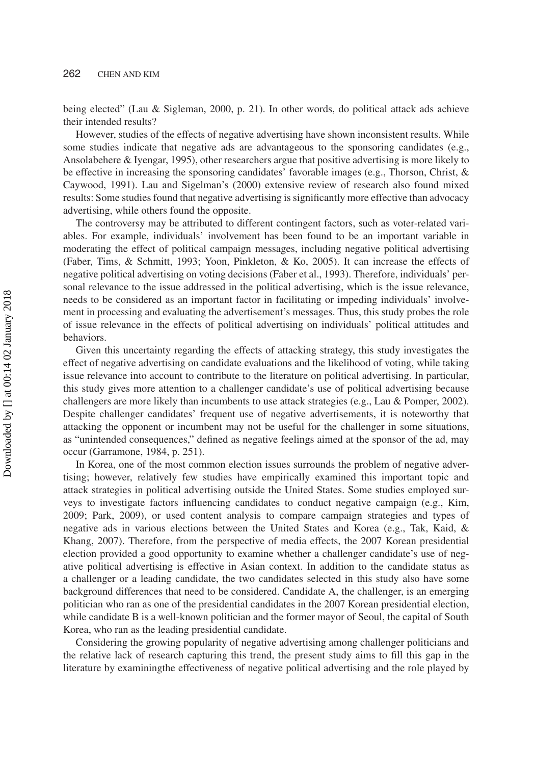being elected" (Lau & Sigleman, 2000, p. 21). In other words, do political attack ads achieve their intended results?

However, studies of the effects of negative advertising have shown inconsistent results. While some studies indicate that negative ads are advantageous to the sponsoring candidates (e.g., Ansolabehere & Iyengar, 1995), other researchers argue that positive advertising is more likely to be effective in increasing the sponsoring candidates' favorable images (e.g., Thorson, Christ, & Caywood, 1991). Lau and Sigelman's (2000) extensive review of research also found mixed results: Some studies found that negative advertising is significantly more effective than advocacy advertising, while others found the opposite.

The controversy may be attributed to different contingent factors, such as voter-related variables. For example, individuals' involvement has been found to be an important variable in moderating the effect of political campaign messages, including negative political advertising (Faber, Tims, & Schmitt, 1993; Yoon, Pinkleton, & Ko, 2005). It can increase the effects of negative political advertising on voting decisions (Faber et al., 1993). Therefore, individuals' personal relevance to the issue addressed in the political advertising, which is the issue relevance, needs to be considered as an important factor in facilitating or impeding individuals' involvement in processing and evaluating the advertisement's messages. Thus, this study probes the role of issue relevance in the effects of political advertising on individuals' political attitudes and behaviors.

Given this uncertainty regarding the effects of attacking strategy, this study investigates the effect of negative advertising on candidate evaluations and the likelihood of voting, while taking issue relevance into account to contribute to the literature on political advertising. In particular, this study gives more attention to a challenger candidate's use of political advertising because challengers are more likely than incumbents to use attack strategies (e.g., Lau & Pomper, 2002). Despite challenger candidates' frequent use of negative advertisements, it is noteworthy that attacking the opponent or incumbent may not be useful for the challenger in some situations, as "unintended consequences," defined as negative feelings aimed at the sponsor of the ad, may occur (Garramone, 1984, p. 251).

In Korea, one of the most common election issues surrounds the problem of negative advertising; however, relatively few studies have empirically examined this important topic and attack strategies in political advertising outside the United States. Some studies employed surveys to investigate factors influencing candidates to conduct negative campaign (e.g., Kim, 2009; Park, 2009), or used content analysis to compare campaign strategies and types of negative ads in various elections between the United States and Korea (e.g., Tak, Kaid, & Khang, 2007). Therefore, from the perspective of media effects, the 2007 Korean presidential election provided a good opportunity to examine whether a challenger candidate's use of negative political advertising is effective in Asian context. In addition to the candidate status as a challenger or a leading candidate, the two candidates selected in this study also have some background differences that need to be considered. Candidate A, the challenger, is an emerging politician who ran as one of the presidential candidates in the 2007 Korean presidential election, while candidate B is a well-known politician and the former mayor of Seoul, the capital of South Korea, who ran as the leading presidential candidate.

Considering the growing popularity of negative advertising among challenger politicians and the relative lack of research capturing this trend, the present study aims to fill this gap in the literature by examiningthe effectiveness of negative political advertising and the role played by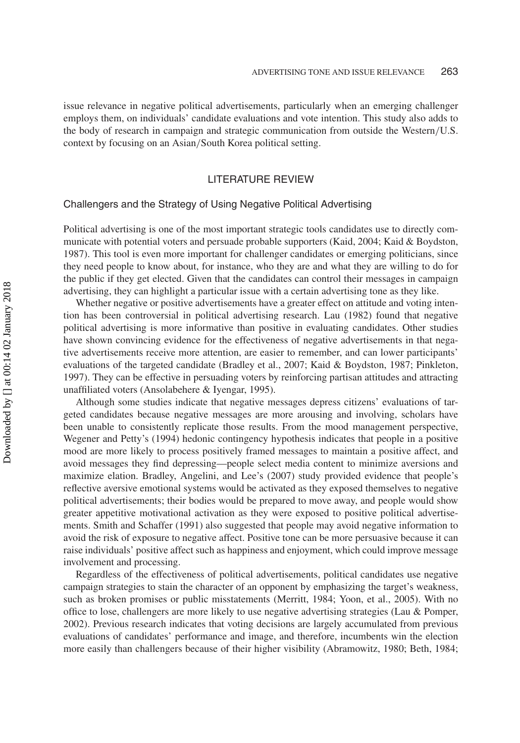issue relevance in negative political advertisements, particularly when an emerging challenger employs them, on individuals' candidate evaluations and vote intention. This study also adds to the body of research in campaign and strategic communication from outside the Western/U.S. context by focusing on an Asian/South Korea political setting.

## LITERATURE REVIEW

### Challengers and the Strategy of Using Negative Political Advertising

Political advertising is one of the most important strategic tools candidates use to directly communicate with potential voters and persuade probable supporters (Kaid, 2004; Kaid & Boydston, 1987). This tool is even more important for challenger candidates or emerging politicians, since they need people to know about, for instance, who they are and what they are willing to do for the public if they get elected. Given that the candidates can control their messages in campaign advertising, they can highlight a particular issue with a certain advertising tone as they like.

Whether negative or positive advertisements have a greater effect on attitude and voting intention has been controversial in political advertising research. Lau (1982) found that negative political advertising is more informative than positive in evaluating candidates. Other studies have shown convincing evidence for the effectiveness of negative advertisements in that negative advertisements receive more attention, are easier to remember, and can lower participants' evaluations of the targeted candidate (Bradley et al., 2007; Kaid & Boydston, 1987; Pinkleton, 1997). They can be effective in persuading voters by reinforcing partisan attitudes and attracting unaffiliated voters (Ansolabehere & Iyengar, 1995).

Although some studies indicate that negative messages depress citizens' evaluations of targeted candidates because negative messages are more arousing and involving, scholars have been unable to consistently replicate those results. From the mood management perspective, Wegener and Petty's (1994) hedonic contingency hypothesis indicates that people in a positive mood are more likely to process positively framed messages to maintain a positive affect, and avoid messages they find depressing—people select media content to minimize aversions and maximize elation. Bradley, Angelini, and Lee's (2007) study provided evidence that people's reflective aversive emotional systems would be activated as they exposed themselves to negative political advertisements; their bodies would be prepared to move away, and people would show greater appetitive motivational activation as they were exposed to positive political advertisements. Smith and Schaffer (1991) also suggested that people may avoid negative information to avoid the risk of exposure to negative affect. Positive tone can be more persuasive because it can raise individuals' positive affect such as happiness and enjoyment, which could improve message involvement and processing.

Regardless of the effectiveness of political advertisements, political candidates use negative campaign strategies to stain the character of an opponent by emphasizing the target's weakness, such as broken promises or public misstatements (Merritt, 1984; Yoon, et al., 2005). With no office to lose, challengers are more likely to use negative advertising strategies (Lau & Pomper, 2002). Previous research indicates that voting decisions are largely accumulated from previous evaluations of candidates' performance and image, and therefore, incumbents win the election more easily than challengers because of their higher visibility (Abramowitz, 1980; Beth, 1984;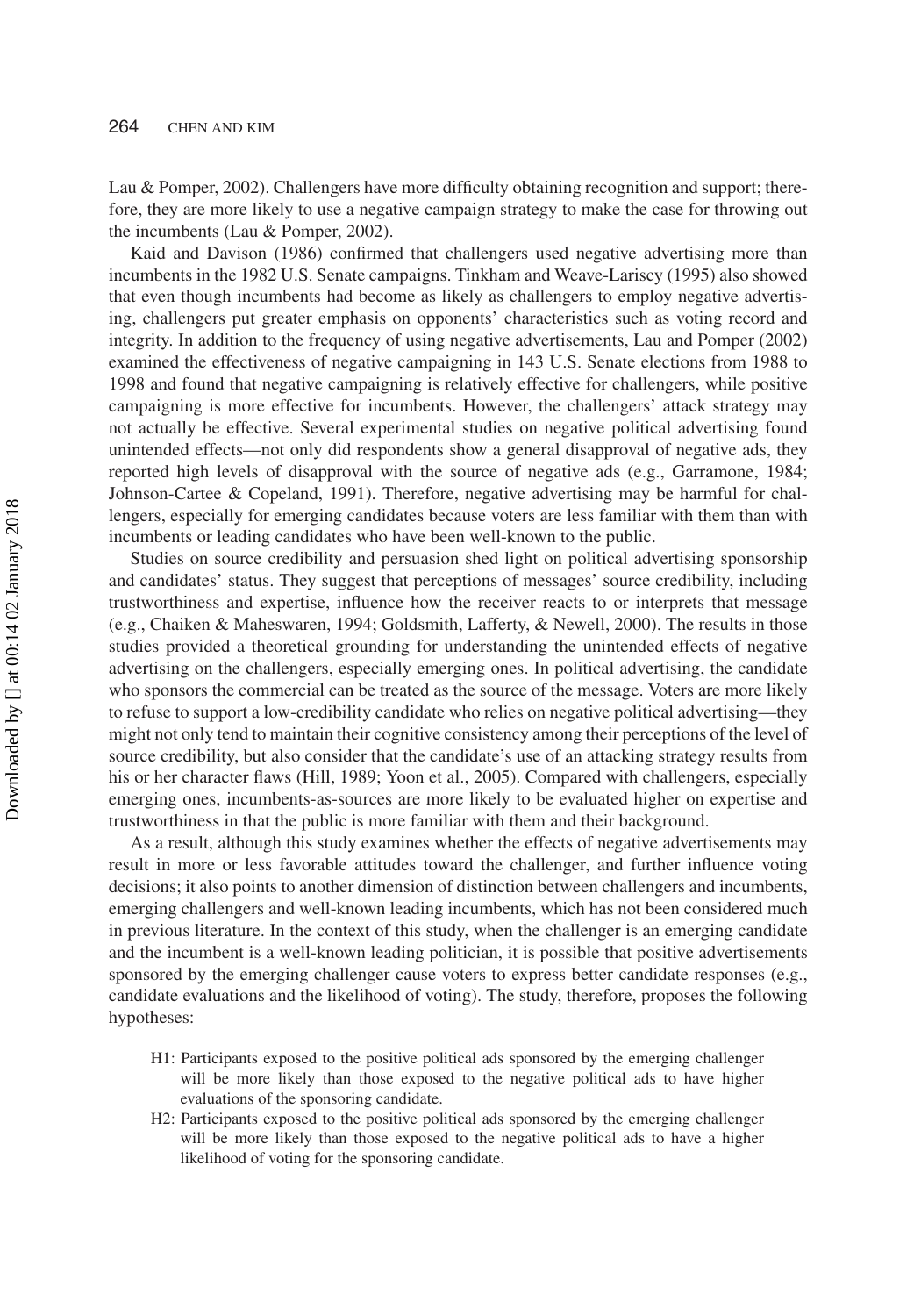Lau & Pomper, 2002). Challengers have more difficulty obtaining recognition and support; therefore, they are more likely to use a negative campaign strategy to make the case for throwing out the incumbents (Lau & Pomper, 2002).

Kaid and Davison (1986) confirmed that challengers used negative advertising more than incumbents in the 1982 U.S. Senate campaigns. Tinkham and Weave-Lariscy (1995) also showed that even though incumbents had become as likely as challengers to employ negative advertising, challengers put greater emphasis on opponents' characteristics such as voting record and integrity. In addition to the frequency of using negative advertisements, Lau and Pomper (2002) examined the effectiveness of negative campaigning in 143 U.S. Senate elections from 1988 to 1998 and found that negative campaigning is relatively effective for challengers, while positive campaigning is more effective for incumbents. However, the challengers' attack strategy may not actually be effective. Several experimental studies on negative political advertising found unintended effects—not only did respondents show a general disapproval of negative ads, they reported high levels of disapproval with the source of negative ads (e.g., Garramone, 1984; Johnson-Cartee & Copeland, 1991). Therefore, negative advertising may be harmful for challengers, especially for emerging candidates because voters are less familiar with them than with incumbents or leading candidates who have been well-known to the public.

Studies on source credibility and persuasion shed light on political advertising sponsorship and candidates' status. They suggest that perceptions of messages' source credibility, including trustworthiness and expertise, influence how the receiver reacts to or interprets that message (e.g., Chaiken & Maheswaren, 1994; Goldsmith, Lafferty, & Newell, 2000). The results in those studies provided a theoretical grounding for understanding the unintended effects of negative advertising on the challengers, especially emerging ones. In political advertising, the candidate who sponsors the commercial can be treated as the source of the message. Voters are more likely to refuse to support a low-credibility candidate who relies on negative political advertising—they might not only tend to maintain their cognitive consistency among their perceptions of the level of source credibility, but also consider that the candidate's use of an attacking strategy results from his or her character flaws (Hill, 1989; Yoon et al., 2005). Compared with challengers, especially emerging ones, incumbents-as-sources are more likely to be evaluated higher on expertise and trustworthiness in that the public is more familiar with them and their background.

As a result, although this study examines whether the effects of negative advertisements may result in more or less favorable attitudes toward the challenger, and further influence voting decisions; it also points to another dimension of distinction between challengers and incumbents, emerging challengers and well-known leading incumbents, which has not been considered much in previous literature. In the context of this study, when the challenger is an emerging candidate and the incumbent is a well-known leading politician, it is possible that positive advertisements sponsored by the emerging challenger cause voters to express better candidate responses (e.g., candidate evaluations and the likelihood of voting). The study, therefore, proposes the following hypotheses:

- H1: Participants exposed to the positive political ads sponsored by the emerging challenger will be more likely than those exposed to the negative political ads to have higher evaluations of the sponsoring candidate.
- H2: Participants exposed to the positive political ads sponsored by the emerging challenger will be more likely than those exposed to the negative political ads to have a higher likelihood of voting for the sponsoring candidate.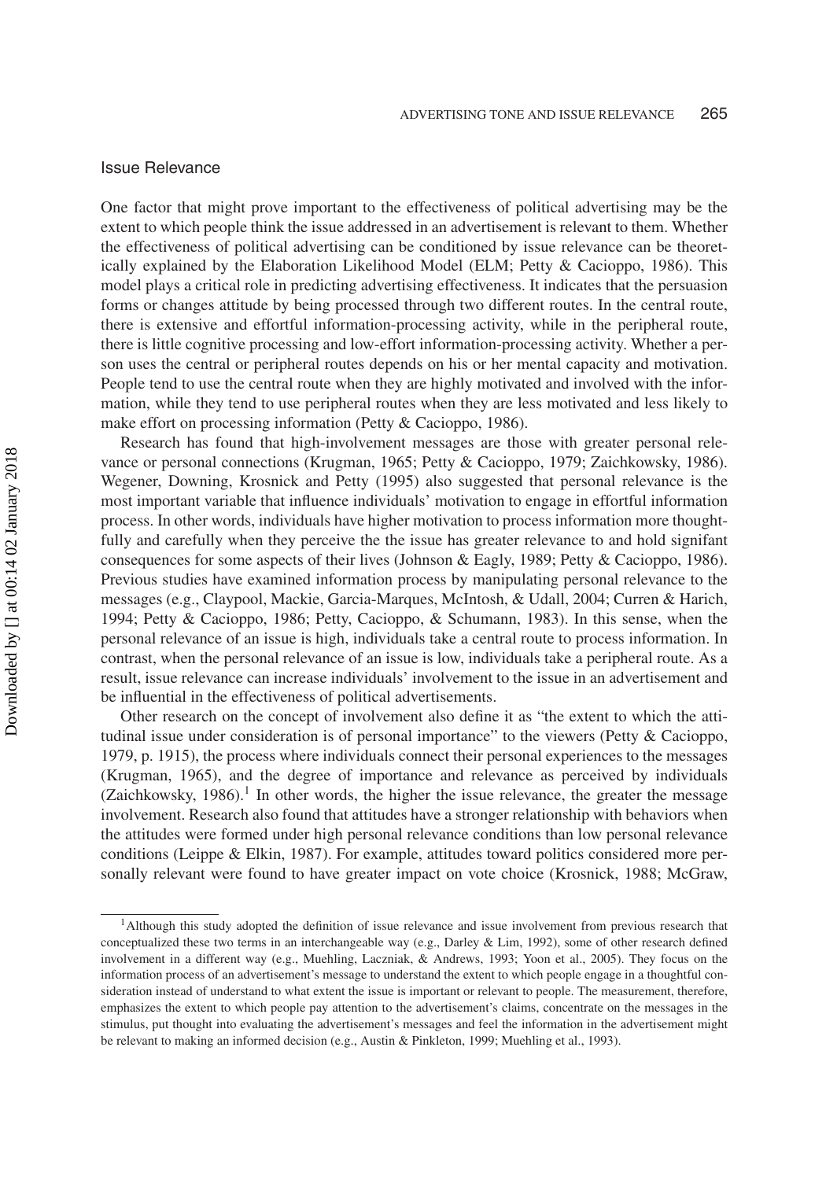## Issue Relevance

One factor that might prove important to the effectiveness of political advertising may be the extent to which people think the issue addressed in an advertisement is relevant to them. Whether the effectiveness of political advertising can be conditioned by issue relevance can be theoretically explained by the Elaboration Likelihood Model (ELM; Petty & Cacioppo, 1986). This model plays a critical role in predicting advertising effectiveness. It indicates that the persuasion forms or changes attitude by being processed through two different routes. In the central route, there is extensive and effortful information-processing activity, while in the peripheral route, there is little cognitive processing and low-effort information-processing activity. Whether a person uses the central or peripheral routes depends on his or her mental capacity and motivation. People tend to use the central route when they are highly motivated and involved with the information, while they tend to use peripheral routes when they are less motivated and less likely to make effort on processing information (Petty & Cacioppo, 1986).

Research has found that high-involvement messages are those with greater personal relevance or personal connections (Krugman, 1965; Petty & Cacioppo, 1979; Zaichkowsky, 1986). Wegener, Downing, Krosnick and Petty (1995) also suggested that personal relevance is the most important variable that influence individuals' motivation to engage in effortful information process. In other words, individuals have higher motivation to process information more thoughtfully and carefully when they perceive the the issue has greater relevance to and hold signifant consequences for some aspects of their lives (Johnson & Eagly, 1989; Petty & Cacioppo, 1986). Previous studies have examined information process by manipulating personal relevance to the messages (e.g., Claypool, Mackie, Garcia-Marques, McIntosh, & Udall, 2004; Curren & Harich, 1994; Petty & Cacioppo, 1986; Petty, Cacioppo, & Schumann, 1983). In this sense, when the personal relevance of an issue is high, individuals take a central route to process information. In contrast, when the personal relevance of an issue is low, individuals take a peripheral route. As a result, issue relevance can increase individuals' involvement to the issue in an advertisement and be influential in the effectiveness of political advertisements.

Other research on the concept of involvement also define it as "the extent to which the attitudinal issue under consideration is of personal importance" to the viewers (Petty & Cacioppo, 1979, p. 1915), the process where individuals connect their personal experiences to the messages (Krugman, 1965), and the degree of importance and relevance as perceived by individuals (Zaichkowsky, 1986).[1] In other words, the higher the issue relevance, the greater the message involvement. Research also found that attitudes have a stronger relationship with behaviors when the attitudes were formed under high personal relevance conditions than low personal relevance conditions (Leippe & Elkin, 1987). For example, attitudes toward politics considered more personally relevant were found to have greater impact on vote choice (Krosnick, 1988; McGraw,

[1] Although this study adopted the definition of issue relevance and issue involvement from previous research that conceptualized these two terms in an interchangeable way (e.g., Darley & Lim, 1992), some of other research defined involvement in a different way (e.g., Muehling, Laczniak, & Andrews, 1993; Yoon et al., 2005). They focus on the information process of an advertisement's message to understand the extent to which people engage in a thoughtful consideration instead of understand to what extent the issue is important or relevant to people. The measurement, therefore, emphasizes the extent to which people pay attention to the advertisement's claims, concentrate on the messages in the stimulus, put thought into evaluating the advertisement's messages and feel the information in the advertisement might be relevant to making an informed decision (e.g., Austin & Pinkleton, 1999; Muehling et al., 1993).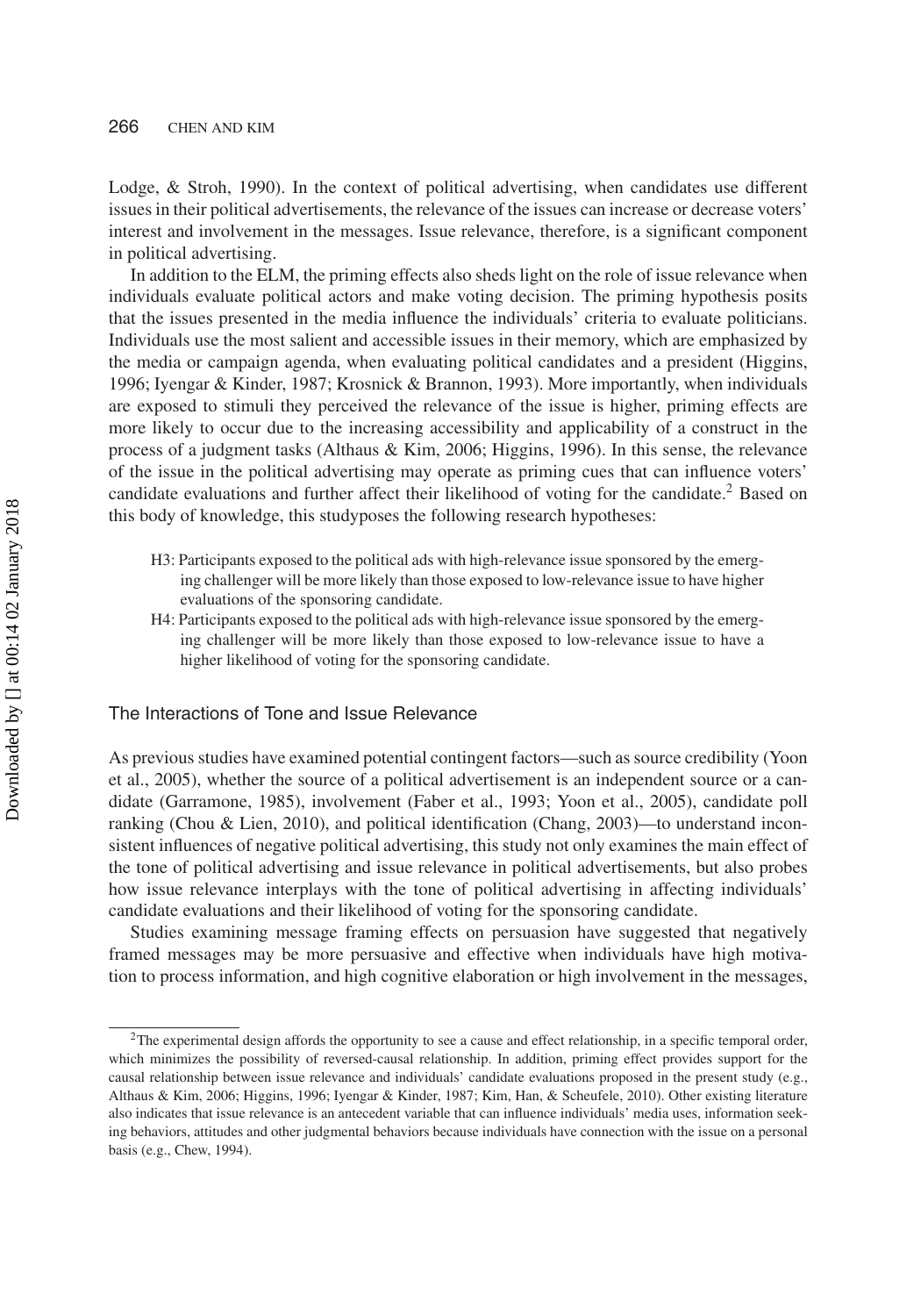Lodge, & Stroh, 1990). In the context of political advertising, when candidates use different issues in their political advertisements, the relevance of the issues can increase or decrease voters' interest and involvement in the messages. Issue relevance, therefore, is a significant component in political advertising.

In addition to the ELM, the priming effects also sheds light on the role of issue relevance when individuals evaluate political actors and make voting decision. The priming hypothesis posits that the issues presented in the media influence the individuals' criteria to evaluate politicians. Individuals use the most salient and accessible issues in their memory, which are emphasized by the media or campaign agenda, when evaluating political candidates and a president (Higgins, 1996; Iyengar & Kinder, 1987; Krosnick & Brannon, 1993). More importantly, when individuals are exposed to stimuli they perceived the relevance of the issue is higher, priming effects are more likely to occur due to the increasing accessibility and applicability of a construct in the process of a judgment tasks (Althaus & Kim, 2006; Higgins, 1996). In this sense, the relevance of the issue in the political advertising may operate as priming cues that can influence voters' candidate evaluations and further affect their likelihood of voting for the candidate.[2] Based on this body of knowledge, this studyposes the following research hypotheses:

- H3: Participants exposed to the political ads with high-relevance issue sponsored by the emerging challenger will be more likely than those exposed to low-relevance issue to have higher evaluations of the sponsoring candidate.
- H4: Participants exposed to the political ads with high-relevance issue sponsored by the emerging challenger will be more likely than those exposed to low-relevance issue to have a higher likelihood of voting for the sponsoring candidate.

## The Interactions of Tone and Issue Relevance

As previous studies have examined potential contingent factors—such as source credibility (Yoon et al., 2005), whether the source of a political advertisement is an independent source or a candidate (Garramone, 1985), involvement (Faber et al., 1993; Yoon et al., 2005), candidate poll ranking (Chou & Lien, 2010), and political identification (Chang, 2003)—to understand inconsistent influences of negative political advertising, this study not only examines the main effect of the tone of political advertising and issue relevance in political advertisements, but also probes how issue relevance interplays with the tone of political advertising in affecting individuals' candidate evaluations and their likelihood of voting for the sponsoring candidate.

Studies examining message framing effects on persuasion have suggested that negatively framed messages may be more persuasive and effective when individuals have high motivation to process information, and high cognitive elaboration or high involvement in the messages,

[2]The experimental design affords the opportunity to see a cause and effect relationship, in a specific temporal order, which minimizes the possibility of reversed-causal relationship. In addition, priming effect provides support for the causal relationship between issue relevance and individuals' candidate evaluations proposed in the present study (e.g., Althaus & Kim, 2006; Higgins, 1996; Iyengar & Kinder, 1987; Kim, Han, & Scheufele, 2010). Other existing literature also indicates that issue relevance is an antecedent variable that can influence individuals' media uses, information seeking behaviors, attitudes and other judgmental behaviors because individuals have connection with the issue on a personal basis (e.g., Chew, 1994).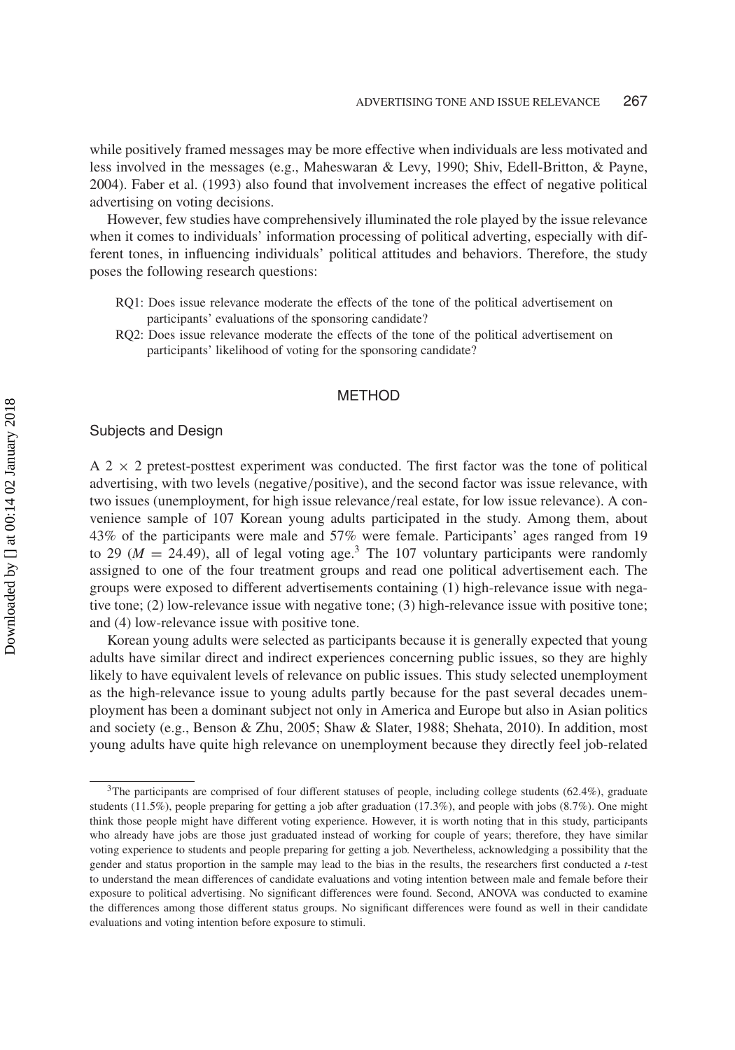while positively framed messages may be more effective when individuals are less motivated and less involved in the messages (e.g., Maheswaran & Levy, 1990; Shiv, Edell-Britton, & Payne, 2004). Faber et al. (1993) also found that involvement increases the effect of negative political advertising on voting decisions.

However, few studies have comprehensively illuminated the role played by the issue relevance when it comes to individuals' information processing of political adverting, especially with different tones, in influencing individuals' political attitudes and behaviors. Therefore, the study poses the following research questions:

- RQ1: Does issue relevance moderate the effects of the tone of the political advertisement on participants' evaluations of the sponsoring candidate?
- RQ2: Does issue relevance moderate the effects of the tone of the political advertisement on participants' likelihood of voting for the sponsoring candidate?

## METHOD

### Subjects and Design

A $2 \times 2$ pretest-posttest experiment was conducted. The first factor was the tone of political advertising, with two levels (negative/positive), and the second factor was issue relevance, with two issues (unemployment, for high issue relevance/real estate, for low issue relevance). A convenience sample of 107 Korean young adults participated in the study. Among them, about 43% of the participants were male and 57% were female. Participants' ages ranged from 19 to 29 ($M = 24.49$), all of legal voting age.[3] The 107 voluntary participants were randomly assigned to one of the four treatment groups and read one political advertisement each. The groups were exposed to different advertisements containing (1) high-relevance issue with negative tone; (2) low-relevance issue with negative tone; (3) high-relevance issue with positive tone; and (4) low-relevance issue with positive tone.

Korean young adults were selected as participants because it is generally expected that young adults have similar direct and indirect experiences concerning public issues, so they are highly likely to have equivalent levels of relevance on public issues. This study selected unemployment as the high-relevance issue to young adults partly because for the past several decades unemployment has been a dominant subject not only in America and Europe but also in Asian politics and society (e.g., Benson & Zhu, 2005; Shaw & Slater, 1988; Shehata, 2010). In addition, most young adults have quite high relevance on unemployment because they directly feel job-related

[3]The participants are comprised of four different statuses of people, including college students (62.4%), graduate students (11.5%), people preparing for getting a job after graduation (17.3%), and people with jobs (8.7%). One might think those people might have different voting experience. However, it is worth noting that in this study, participants who already have jobs are those just graduated instead of working for couple of years; therefore, they have similar voting experience to students and people preparing for getting a job. Nevertheless, acknowledging a possibility that the gender and status proportion in the sample may lead to the bias in the results, the researchers first conducted a $t$-test to understand the mean differences of candidate evaluations and voting intention between male and female before their exposure to political advertising. No significant differences were found. Second, ANOVA was conducted to examine the differences among those different status groups. No significant differences were found as well in their candidate evaluations and voting intention before exposure to stimuli.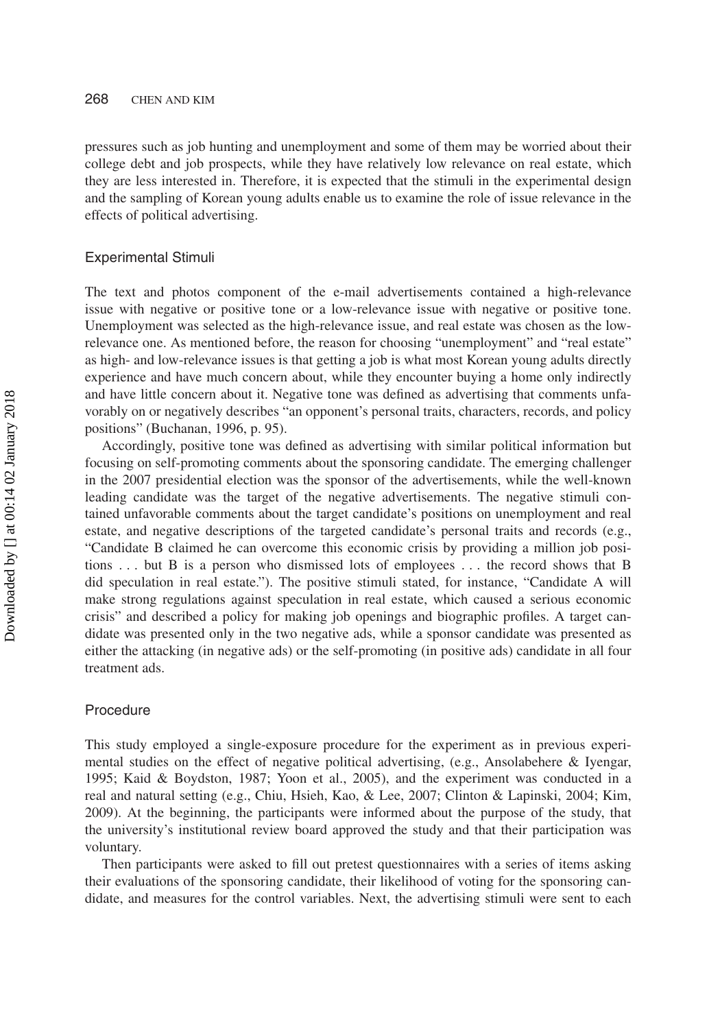pressures such as job hunting and unemployment and some of them may be worried about their college debt and job prospects, while they have relatively low relevance on real estate, which they are less interested in. Therefore, it is expected that the stimuli in the experimental design and the sampling of Korean young adults enable us to examine the role of issue relevance in the effects of political advertising.

### Experimental Stimuli

The text and photos component of the e-mail advertisements contained a high-relevance issue with negative or positive tone or a low-relevance issue with negative or positive tone. Unemployment was selected as the high-relevance issue, and real estate was chosen as the low-relevance one. As mentioned before, the reason for choosing "unemployment" and "real estate" as high- and low-relevance issues is that getting a job is what most Korean young adults directly experience and have much concern about, while they encounter buying a home only indirectly and have little concern about it. Negative tone was defined as advertising that comments unfavorably on or negatively describes "an opponent's personal traits, characters, records, and policy positions" (Buchanan, 1996, p. 95).

Accordingly, positive tone was defined as advertising with similar political information but focusing on self-promoting comments about the sponsoring candidate. The emerging challenger in the 2007 presidential election was the sponsor of the advertisements, while the well-known leading candidate was the target of the negative advertisements. The negative stimuli contained unfavorable comments about the target candidate's positions on unemployment and real estate, and negative descriptions of the targeted candidate's personal traits and records (e.g., "Candidate B claimed he can overcome this economic crisis by providing a million job positions . . . but B is a person who dismissed lots of employees . . . the record shows that B did speculation in real estate."). The positive stimuli stated, for instance, "Candidate A will make strong regulations against speculation in real estate, which caused a serious economic crisis" and described a policy for making job openings and biographic profiles. A target candidate was presented only in the two negative ads, while a sponsor candidate was presented as either the attacking (in negative ads) or the self-promoting (in positive ads) candidate in all four treatment ads.

### Procedure

This study employed a single-exposure procedure for the experiment as in previous experimental studies on the effect of negative political advertising, (e.g., Ansolabehere & Iyengar, 1995; Kaid & Boydston, 1987; Yoon et al., 2005), and the experiment was conducted in a real and natural setting (e.g., Chiu, Hsieh, Kao, & Lee, 2007; Clinton & Lapinski, 2004; Kim, 2009). At the beginning, the participants were informed about the purpose of the study, that the university's institutional review board approved the study and that their participation was voluntary.

Then participants were asked to fill out pretest questionnaires with a series of items asking their evaluations of the sponsoring candidate, their likelihood of voting for the sponsoring candidate, and measures for the control variables. Next, the advertising stimuli were sent to each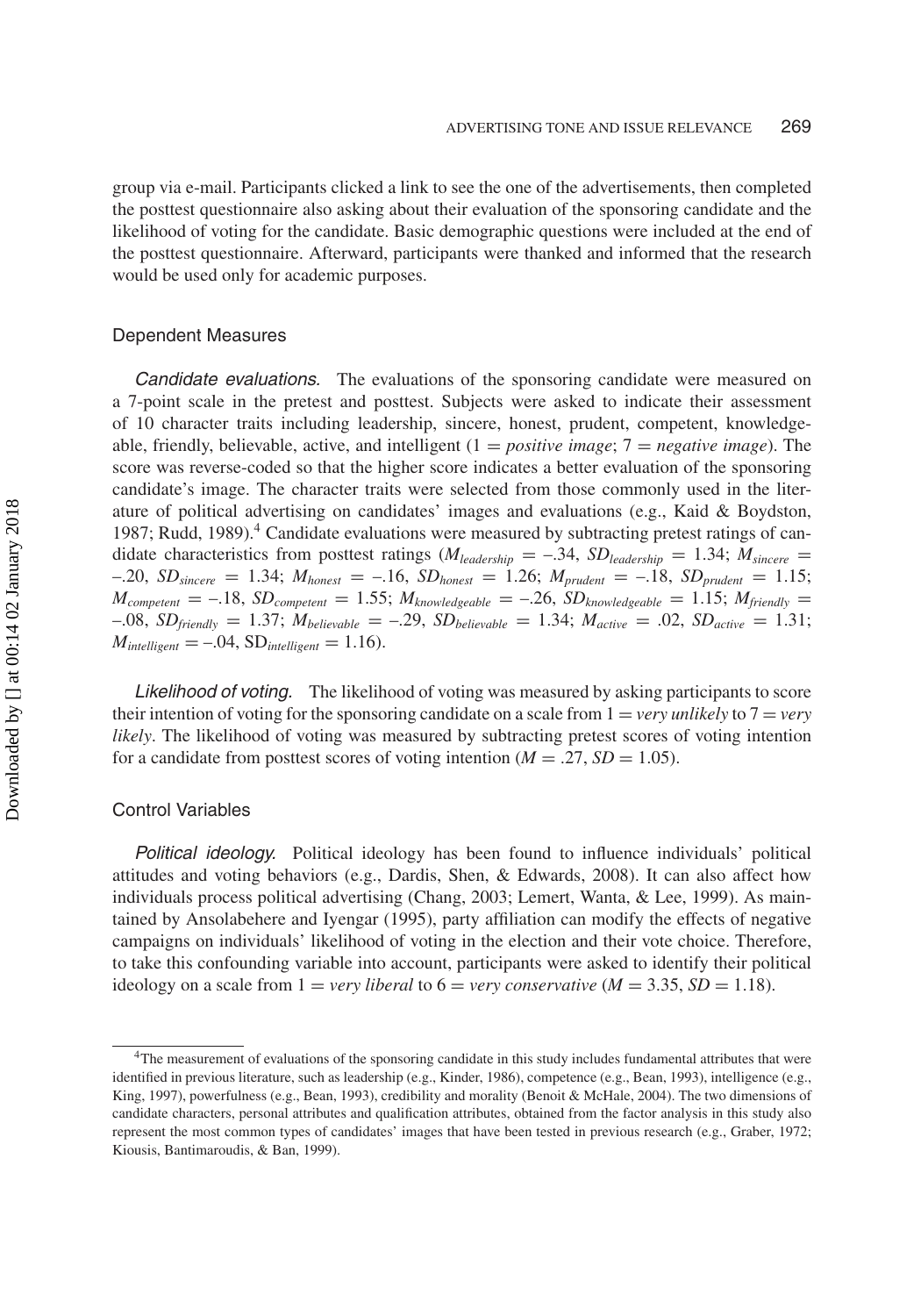group via e-mail. Participants clicked a link to see the one of the advertisements, then completed the posttest questionnaire also asking about their evaluation of the sponsoring candidate and the likelihood of voting for the candidate. Basic demographic questions were included at the end of the posttest questionnaire. Afterward, participants were thanked and informed that the research would be used only for academic purposes.

## Dependent Measures

*Candidate evaluations.* The evaluations of the sponsoring candidate were measured on a 7-point scale in the pretest and posttest. Subjects were asked to indicate their assessment of 10 character traits including leadership, sincere, honest, prudent, competent, knowledgeable, friendly, believable, active, and intelligent (1 = *positive image*; 7 = *negative image*). The score was reverse-coded so that the higher score indicates a better evaluation of the sponsoring candidate's image. The character traits were selected from those commonly used in the literature of political advertising on candidates' images and evaluations (e.g., Kaid & Boydston, 1987; Rudd, 1989).[4] Candidate evaluations were measured by subtracting pretest ratings of candidate characteristics from posttest ratings ($M_{leadership} = -.34$, $SD_{leadership} = 1.34$; $M_{sincere} = -.20$, $SD_{sincere} = 1.34$; $M_{honest} = -.16$, $SD_{honest} = 1.26$; $M_{prudent} = -.18$, $SD_{prudent} = 1.15$; $M_{competent} = -.18$, $SD_{competent} = 1.55$; $M_{knowledgeable} = -.26$, $SD_{knowledgeable} = 1.15$; $M_{friendly} = -.08$, $SD_{friendly} = 1.37$; $M_{believable} = -.29$, $SD_{believable} = 1.34$; $M_{active} = .02$, $SD_{active} = 1.31$; $M_{intelligent} = -.04$, $SD_{intelligent} = 1.16$).

*Likelihood of voting.* The likelihood of voting was measured by asking participants to score their intention of voting for the sponsoring candidate on a scale from 1 = *very unlikely* to 7 = *very likely*. The likelihood of voting was measured by subtracting pretest scores of voting intention for a candidate from posttest scores of voting intention ($M = .27$, $SD = 1.05$).

## Control Variables

*Political ideology.* Political ideology has been found to influence individuals' political attitudes and voting behaviors (e.g., Dardis, Shen, & Edwards, 2008). It can also affect how individuals process political advertising (Chang, 2003; Lemert, Wanta, & Lee, 1999). As maintained by Ansolabehere and Iyengar (1995), party affiliation can modify the effects of negative campaigns on individuals' likelihood of voting in the election and their vote choice. Therefore, to take this confounding variable into account, participants were asked to identify their political ideology on a scale from 1 = *very liberal* to 6 = *very conservative* ($M = 3.35$, $SD = 1.18$).

---

[4]The measurement of evaluations of the sponsoring candidate in this study includes fundamental attributes that were identified in previous literature, such as leadership (e.g., Kinder, 1986), competence (e.g., Bean, 1993), intelligence (e.g., King, 1997), powerfulness (e.g., Bean, 1993), credibility and morality (Benoit & McHale, 2004). The two dimensions of candidate characters, personal attributes and qualification attributes, obtained from the factor analysis in this study also represent the most common types of candidates' images that have been tested in previous research (e.g., Graber, 1972; Kiousis, Bantimaroudis, & Ban, 1999).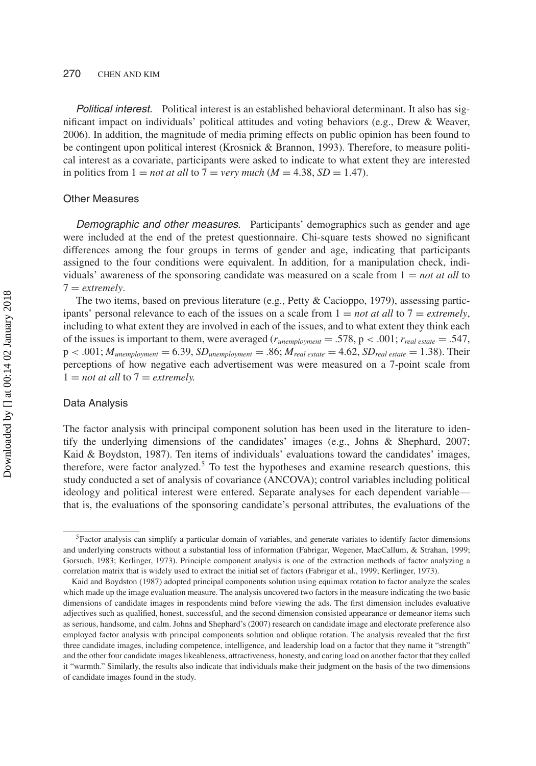*Political interest.* Political interest is an established behavioral determinant. It also has significant impact on individuals' political attitudes and voting behaviors (e.g., Drew & Weaver, 2006). In addition, the magnitude of media priming effects on public opinion has been found to be contingent upon political interest (Krosnick & Brannon, 1993). Therefore, to measure political interest as a covariate, participants were asked to indicate to what extent they are interested in politics from 1 = *not at all* to 7 = *very much* ($M = 4.38$, $SD = 1.47$).

### Other Measures

*Demographic and other measures.* Participants' demographics such as gender and age were included at the end of the pretest questionnaire. Chi-square tests showed no significant differences among the four groups in terms of gender and age, indicating that participants assigned to the four conditions were equivalent. In addition, for a manipulation check, individuals' awareness of the sponsoring candidate was measured on a scale from 1 = *not at all* to 7 = *extremely*.

The two items, based on previous literature (e.g., Petty & Cacioppo, 1979), assessing participants' personal relevance to each of the issues on a scale from 1 = *not at all* to 7 = *extremely*, including to what extent they are involved in each of the issues, and to what extent they think each of the issues is important to them, were averaged ($r_{unemployment} = .578$, $p < .001$; $r_{real\ estate} = .547$, $p < .001$; $M_{unemployment} = 6.39$, $SD_{unemployment} = .86$; $M_{real\ estate} = 4.62$, $SD_{real\ estate} = 1.38$). Their perceptions of how negative each advertisement was were measured on a 7-point scale from 1 = *not at all* to 7 = *extremely.*

### Data Analysis

The factor analysis with principal component solution has been used in the literature to identify the underlying dimensions of the candidates' images (e.g., Johns & Shephard, 2007; Kaid & Boydston, 1987). Ten items of individuals' evaluations toward the candidates' images, therefore, were factor analyzed.[5] To test the hypotheses and examine research questions, this study conducted a set of analysis of covariance (ANCOVA); control variables including political ideology and political interest were entered. Separate analyses for each dependent variable—that is, the evaluations of the sponsoring candidate's personal attributes, the evaluations of the

---

[5]Factor analysis can simplify a particular domain of variables, and generate variates to identify factor dimensions and underlying constructs without a substantial loss of information (Fabrigar, Wegener, MacCallum, & Strahan, 1999; Gorsuch, 1983; Kerlinger, 1973). Principle component analysis is one of the extraction methods of factor analyzing a correlation matrix that is widely used to extract the initial set of factors (Fabrigar et al., 1999; Kerlinger, 1973).

Kaid and Boydston (1987) adopted principal components solution using equimax rotation to factor analyze the scales which made up the image evaluation measure. The analysis uncovered two factors in the measure indicating the two basic dimensions of candidate images in respondents mind before viewing the ads. The first dimension includes evaluative adjectives such as qualified, honest, successful, and the second dimension consisted appearance or demeanor items such as serious, handsome, and calm. Johns and Shephard's (2007) research on candidate image and electorate preference also employed factor analysis with principal components solution and oblique rotation. The analysis revealed that the first three candidate images, including competence, intelligence, and leadership load on a factor that they name it "strength" and the other four candidate images likeableness, attractiveness, honesty, and caring load on another factor that they called it "warmth." Similarly, the results also indicate that individuals make their judgment on the basis of the two dimensions of candidate images found in the study.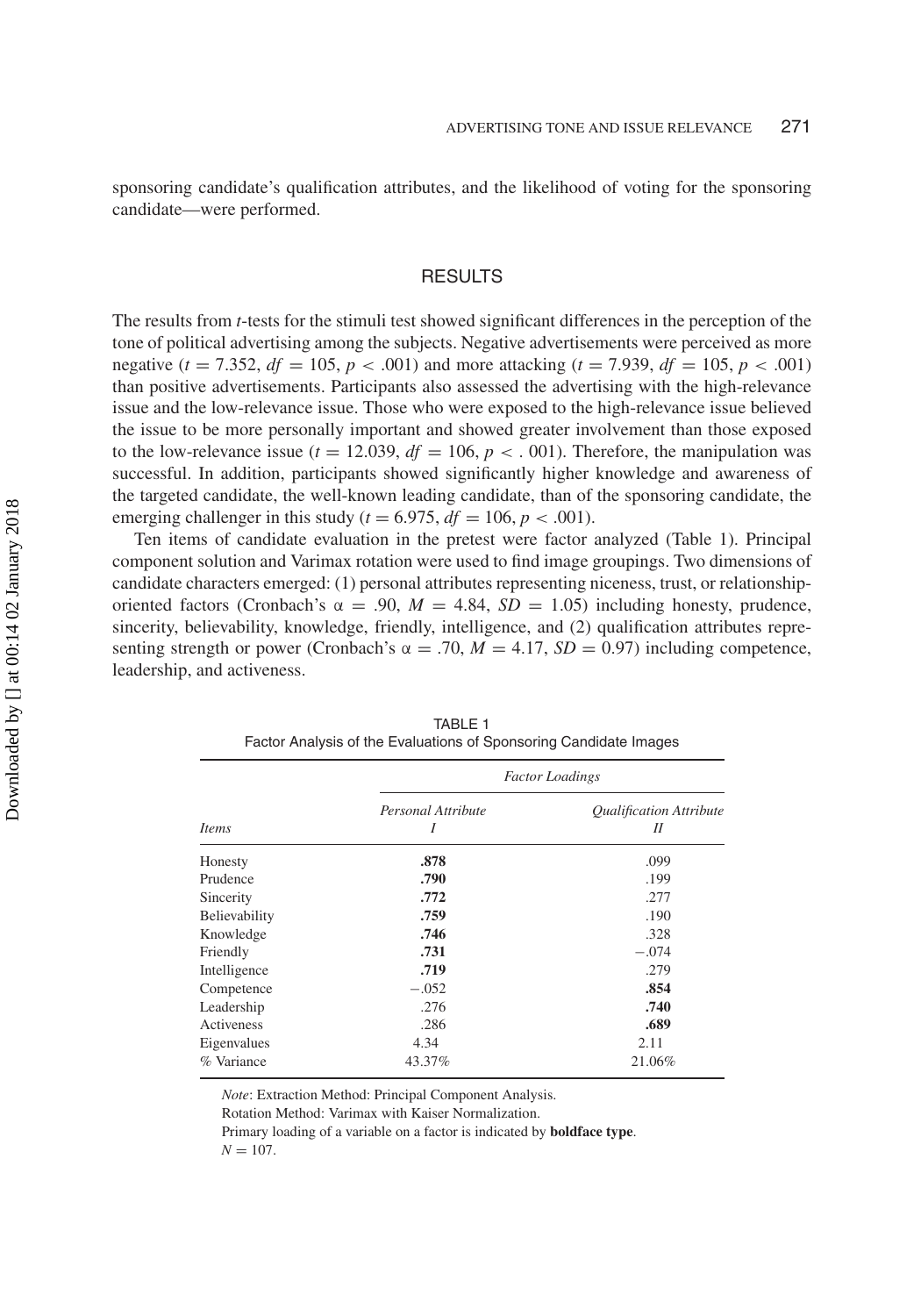sponsoring candidate's qualification attributes, and the likelihood of voting for the sponsoring candidate—were performed.

## RESULTS

The results from *t*-tests for the stimuli test showed significant differences in the perception of the tone of political advertising among the subjects. Negative advertisements were perceived as more negative ($t = 7.352$, $df = 105$, $p < .001$) and more attacking ($t = 7.939$, $df = 105$, $p < .001$) than positive advertisements. Participants also assessed the advertising with the high-relevance issue and the low-relevance issue. Those who were exposed to the high-relevance issue believed the issue to be more personally important and showed greater involvement than those exposed to the low-relevance issue ($t = 12.039$, $df = 106$, $p < .001$). Therefore, the manipulation was successful. In addition, participants showed significantly higher knowledge and awareness of the targeted candidate, the well-known leading candidate, than of the sponsoring candidate, the emerging challenger in this study ($t = 6.975$, $df = 106$, $p < .001$).

Ten items of candidate evaluation in the pretest were factor analyzed (Table 1). Principal component solution and Varimax rotation were used to find image groupings. Two dimensions of candidate characters emerged: (1) personal attributes representing niceness, trust, or relationship-oriented factors (Cronbach's $\alpha = .90$, $M = 4.84$, $SD = 1.05$) including honesty, prudence, sincerity, believability, knowledge, friendly, intelligence, and (2) qualification attributes representing strength or power (Cronbach's $\alpha = .70$, $M = 4.17$, $SD = 0.97$) including competence, leadership, and activeness.

TABLE 1
Factor Analysis of the Evaluations of Sponsoring Candidate Images

| | *Factor Loadings* | |
|---|---|---|
| *Items* | *Personal Attribute* I | *Qualification Attribute* II |
| Honesty | **.878** | .099 |
| Prudence | **.790** | .199 |
| Sincerity | **.772** | .277 |
| Believability | **.759** | .190 |
| Knowledge | **.746** | .328 |
| Friendly | **.731** | −.074 |
| Intelligence | **.719** | .279 |
| Competence | −.052 | **.854** |
| Leadership | .276 | **.740** |
| Activeness | .286 | **.689** |
| Eigenvalues | 4.34 | 2.11 |
| % Variance | 43.37% | 21.06% |

*Note*: Extraction Method: Principal Component Analysis.
Rotation Method: Varimax with Kaiser Normalization.
Primary loading of a variable on a factor is indicated by **boldface type**.
$N = 107$.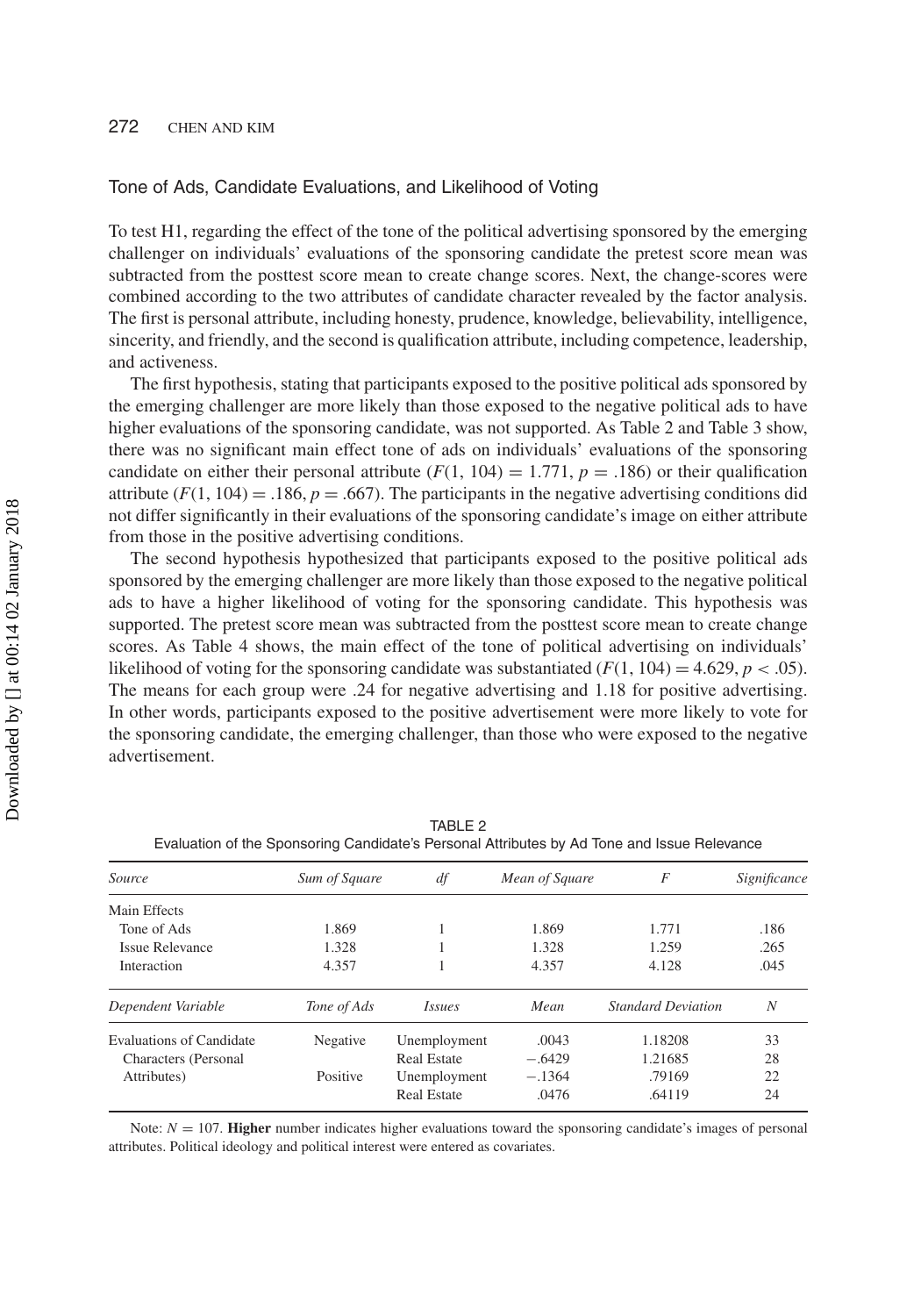### Tone of Ads, Candidate Evaluations, and Likelihood of Voting

To test H1, regarding the effect of the tone of the political advertising sponsored by the emerging challenger on individuals' evaluations of the sponsoring candidate the pretest score mean was subtracted from the posttest score mean to create change scores. Next, the change-scores were combined according to the two attributes of candidate character revealed by the factor analysis. The first is personal attribute, including honesty, prudence, knowledge, believability, intelligence, sincerity, and friendly, and the second is qualification attribute, including competence, leadership, and activeness.

The first hypothesis, stating that participants exposed to the positive political ads sponsored by the emerging challenger are more likely than those exposed to the negative political ads to have higher evaluations of the sponsoring candidate, was not supported. As Table 2 and Table 3 show, there was no significant main effect tone of ads on individuals' evaluations of the sponsoring candidate on either their personal attribute ($F(1, 104) = 1.771$, $p = .186$) or their qualification attribute ($F(1, 104) = .186$, $p = .667$). The participants in the negative advertising conditions did not differ significantly in their evaluations of the sponsoring candidate's image on either attribute from those in the positive advertising conditions.

The second hypothesis hypothesized that participants exposed to the positive political ads sponsored by the emerging challenger are more likely than those exposed to the negative political ads to have a higher likelihood of voting for the sponsoring candidate. This hypothesis was supported. The pretest score mean was subtracted from the posttest score mean to create change scores. As Table 4 shows, the main effect of the tone of political advertising on individuals' likelihood of voting for the sponsoring candidate was substantiated ($F(1, 104) = 4.629$, $p < .05$). The means for each group were .24 for negative advertising and 1.18 for positive advertising. In other words, participants exposed to the positive advertisement were more likely to vote for the sponsoring candidate, the emerging challenger, than those who were exposed to the negative advertisement.

TABLE 2
Evaluation of the Sponsoring Candidate's Personal Attributes by Ad Tone and Issue Relevance

| *Source* | *Sum of Square* | *df* | *Mean of Square* | *F* | *Significance* |
|---|---|---|---|---|---|
| Main Effects | | | | | |
| Tone of Ads | 1.869 | 1 | 1.869 | 1.771 | .186 |
| Issue Relevance | 1.328 | 1 | 1.328 | 1.259 | .265 |
| Interaction | 4.357 | 1 | 4.357 | 4.128 | .045 |
| *Dependent Variable* | *Tone of Ads* | *Issues* | *Mean* | *Standard Deviation* | *N* |
| Evaluations of Candidate Characters (Personal Attributes) | Negative | Unemployment | .0043 | 1.18208 | 33 |
| | | Real Estate | −.6429 | 1.21685 | 28 |
| | Positive | Unemployment | −.1364 | .79169 | 22 |
| | | Real Estate | .0476 | .64119 | 24 |

Note: $N = 107$. **Higher** number indicates higher evaluations toward the sponsoring candidate's images of personal attributes. Political ideology and political interest were entered as covariates.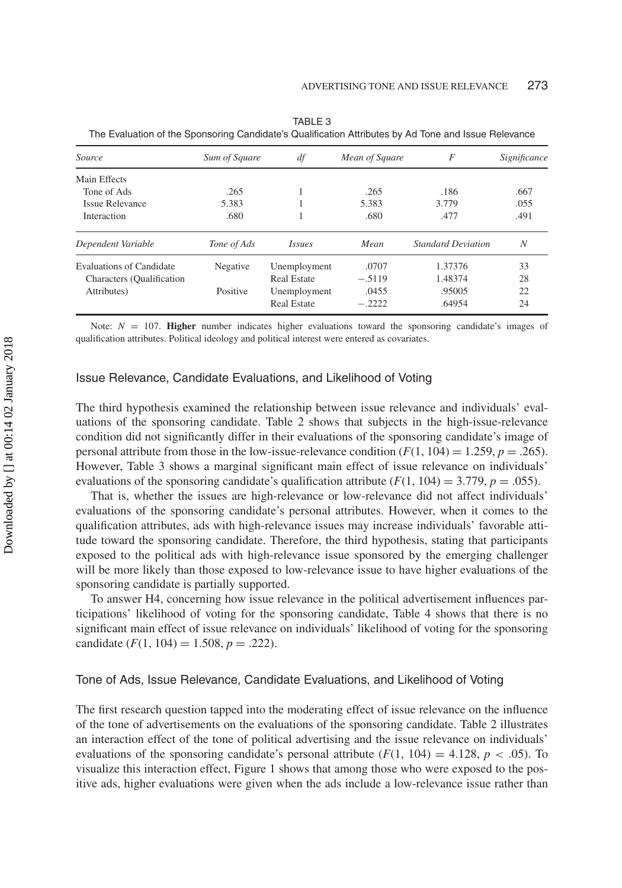TABLE 3
The Evaluation of the Sponsoring Candidate's Qualification Attributes by Ad Tone and Issue Relevance

| *Source* | *Sum of Square* | *df* | *Mean of Square* | *F* | *Significance* |
|---|---|---|---|---|---|
| Main Effects | | | | | |
| Tone of Ads | .265 | 1 | .265 | .186 | .667 |
| Issue Relevance | 5.383 | 1 | 5.383 | 3.779 | .055 |
| Interaction | .680 | 1 | .680 | .477 | .491 |

| *Dependent Variable* | *Tone of Ads* | *Issues* | *Mean* | *Standard Deviation* | *N* |
|---|---|---|---|---|---|
| Evaluations of Candidate | Negative | Unemployment | .0707 | 1.37376 | 33 |
| Characters (Qualification | | Real Estate | −.5119 | 1.48374 | 28 |
| Attributes) | Positive | Unemployment | .0455 | .95005 | 22 |
| | | Real Estate | −.2222 | .64954 | 24 |

Note: $N = 107$. **Higher** number indicates higher evaluations toward the sponsoring candidate's images of qualification attributes. Political ideology and political interest were entered as covariates.

### Issue Relevance, Candidate Evaluations, and Likelihood of Voting

The third hypothesis examined the relationship between issue relevance and individuals' evaluations of the sponsoring candidate. Table 2 shows that subjects in the high-issue-relevance condition did not significantly differ in their evaluations of the sponsoring candidate's image of personal attribute from those in the low-issue-relevance condition ($F(1, 104) = 1.259, p = .265$). However, Table 3 shows a marginal significant main effect of issue relevance on individuals' evaluations of the sponsoring candidate's qualification attribute ($F(1, 104) = 3.779, p = .055$).

That is, whether the issues are high-relevance or low-relevance did not affect individuals' evaluations of the sponsoring candidate's personal attributes. However, when it comes to the qualification attributes, ads with high-relevance issues may increase individuals' favorable attitude toward the sponsoring candidate. Therefore, the third hypothesis, stating that participants exposed to the political ads with high-relevance issue sponsored by the emerging challenger will be more likely than those exposed to low-relevance issue to have higher evaluations of the sponsoring candidate is partially supported.

To answer H4, concerning how issue relevance in the political advertisement influences participations' likelihood of voting for the sponsoring candidate, Table 4 shows that there is no significant main effect of issue relevance on individuals' likelihood of voting for the sponsoring candidate ($F(1, 104) = 1.508, p = .222$).

### Tone of Ads, Issue Relevance, Candidate Evaluations, and Likelihood of Voting

The first research question tapped into the moderating effect of issue relevance on the influence of the tone of advertisements on the evaluations of the sponsoring candidate. Table 2 illustrates an interaction effect of the tone of political advertising and the issue relevance on individuals' evaluations of the sponsoring candidate's personal attribute ($F(1, 104) = 4.128, p < .05$). To visualize this interaction effect, Figure 1 shows that among those who were exposed to the positive ads, higher evaluations were given when the ads include a low-relevance issue rather than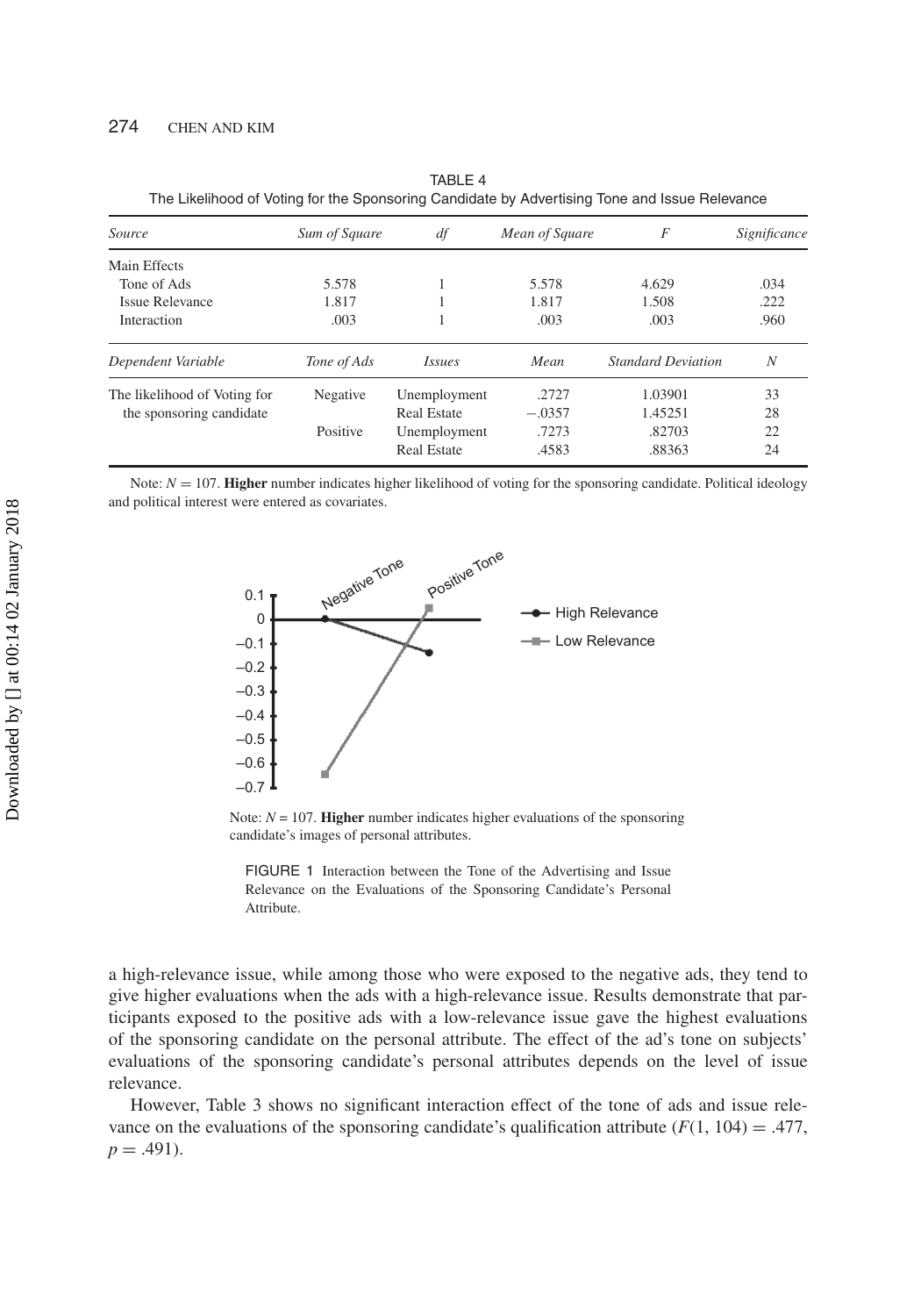TABLE 4
The Likelihood of Voting for the Sponsoring Candidate by Advertising Tone and Issue Relevance

| *Source* | *Sum of Square* | *df* | *Mean of Square* | *F* | *Significance* |
|---|---|---|---|---|---|
| Main Effects | | | | | |
| Tone of Ads | 5.578 | 1 | 5.578 | 4.629 | .034 |
| Issue Relevance | 1.817 | 1 | 1.817 | 1.508 | .222 |
| Interaction | .003 | 1 | .003 | .003 | .960 |
| *Dependent Variable* | *Tone of Ads* | *Issues* | *Mean* | *Standard Deviation* | *N* |
| The likelihood of Voting for the sponsoring candidate | Negative | Unemployment | .2727 | 1.03901 | 33 |
| | | Real Estate | −.0357 | 1.45251 | 28 |
| | Positive | Unemployment | .7273 | .82703 | 22 |
| | | Real Estate | .4583 | .88363 | 24 |

Note: $N = 107$. **Higher** number indicates higher likelihood of voting for the sponsoring candidate. Political ideology and political interest were entered as covariates.

Note: $N = 107$. **Higher** number indicates higher evaluations of the sponsoring candidate's images of personal attributes.

FIGURE 1 Interaction between the Tone of the Advertising and Issue Relevance on the Evaluations of the Sponsoring Candidate's Personal Attribute.

a high-relevance issue, while among those who were exposed to the negative ads, they tend to give higher evaluations when the ads with a high-relevance issue. Results demonstrate that participants exposed to the positive ads with a low-relevance issue gave the highest evaluations of the sponsoring candidate on the personal attribute. The effect of the ad's tone on subjects' evaluations of the sponsoring candidate's personal attributes depends on the level of issue relevance.

However, Table 3 shows no significant interaction effect of the tone of ads and issue relevance on the evaluations of the sponsoring candidate's qualification attribute ($F(1, 104) = .477$, $p = .491$).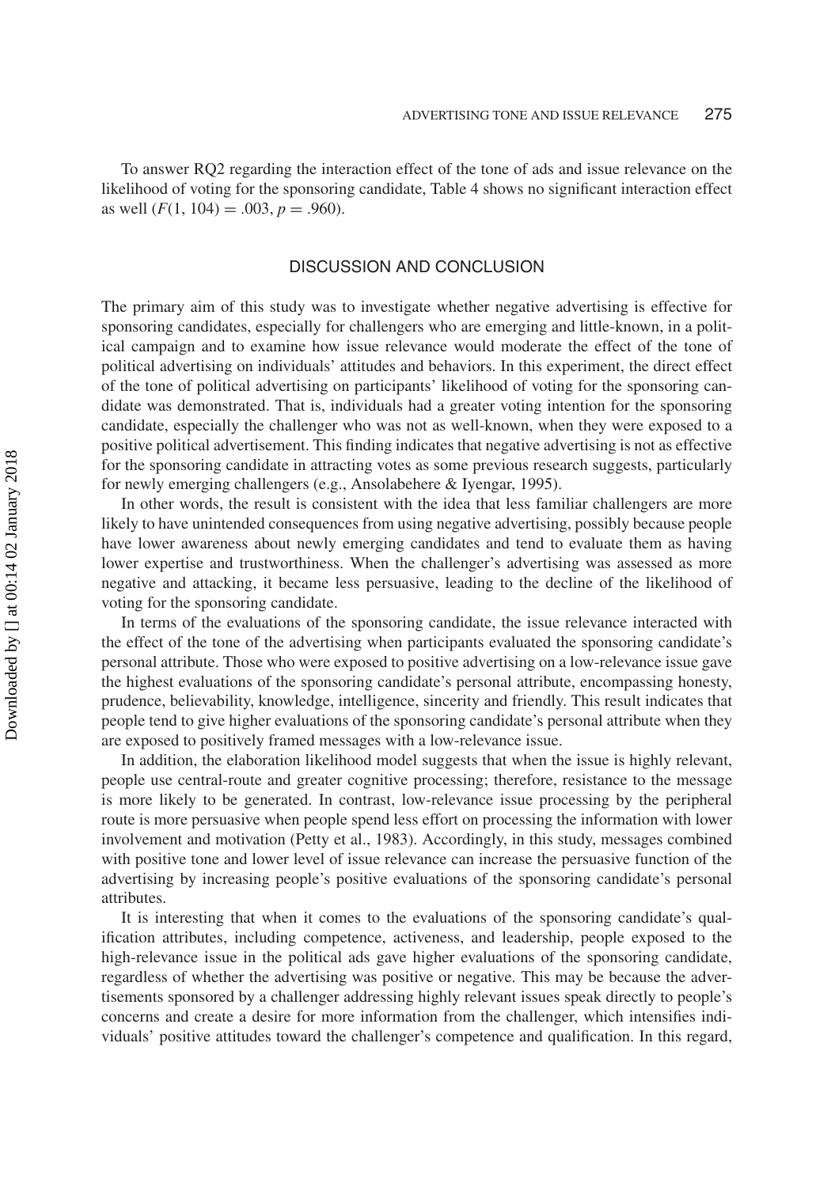To answer RQ2 regarding the interaction effect of the tone of ads and issue relevance on the likelihood of voting for the sponsoring candidate, Table 4 shows no significant interaction effect as well ($F(1, 104) = .003$, $p = .960$).

## DISCUSSION AND CONCLUSION

The primary aim of this study was to investigate whether negative advertising is effective for sponsoring candidates, especially for challengers who are emerging and little-known, in a political campaign and to examine how issue relevance would moderate the effect of the tone of political advertising on individuals' attitudes and behaviors. In this experiment, the direct effect of the tone of political advertising on participants' likelihood of voting for the sponsoring candidate was demonstrated. That is, individuals had a greater voting intention for the sponsoring candidate, especially the challenger who was not as well-known, when they were exposed to a positive political advertisement. This finding indicates that negative advertising is not as effective for the sponsoring candidate in attracting votes as some previous research suggests, particularly for newly emerging challengers (e.g., Ansolabehere & Iyengar, 1995).

In other words, the result is consistent with the idea that less familiar challengers are more likely to have unintended consequences from using negative advertising, possibly because people have lower awareness about newly emerging candidates and tend to evaluate them as having lower expertise and trustworthiness. When the challenger's advertising was assessed as more negative and attacking, it became less persuasive, leading to the decline of the likelihood of voting for the sponsoring candidate.

In terms of the evaluations of the sponsoring candidate, the issue relevance interacted with the effect of the tone of the advertising when participants evaluated the sponsoring candidate's personal attribute. Those who were exposed to positive advertising on a low-relevance issue gave the highest evaluations of the sponsoring candidate's personal attribute, encompassing honesty, prudence, believability, knowledge, intelligence, sincerity and friendly. This result indicates that people tend to give higher evaluations of the sponsoring candidate's personal attribute when they are exposed to positively framed messages with a low-relevance issue.

In addition, the elaboration likelihood model suggests that when the issue is highly relevant, people use central-route and greater cognitive processing; therefore, resistance to the message is more likely to be generated. In contrast, low-relevance issue processing by the peripheral route is more persuasive when people spend less effort on processing the information with lower involvement and motivation (Petty et al., 1983). Accordingly, in this study, messages combined with positive tone and lower level of issue relevance can increase the persuasive function of the advertising by increasing people's positive evaluations of the sponsoring candidate's personal attributes.

It is interesting that when it comes to the evaluations of the sponsoring candidate's qualification attributes, including competence, activeness, and leadership, people exposed to the high-relevance issue in the political ads gave higher evaluations of the sponsoring candidate, regardless of whether the advertising was positive or negative. This may be because the advertisements sponsored by a challenger addressing highly relevant issues speak directly to people's concerns and create a desire for more information from the challenger, which intensifies individuals' positive attitudes toward the challenger's competence and qualification. In this regard,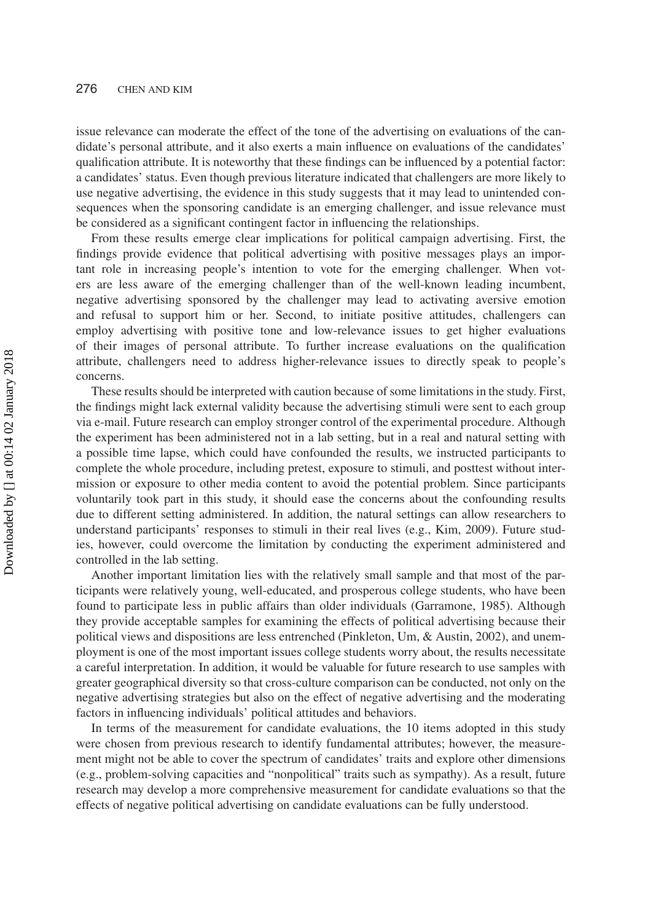issue relevance can moderate the effect of the tone of the advertising on evaluations of the candidate's personal attribute, and it also exerts a main influence on evaluations of the candidates' qualification attribute. It is noteworthy that these findings can be influenced by a potential factor: a candidates' status. Even though previous literature indicated that challengers are more likely to use negative advertising, the evidence in this study suggests that it may lead to unintended consequences when the sponsoring candidate is an emerging challenger, and issue relevance must be considered as a significant contingent factor in influencing the relationships.

From these results emerge clear implications for political campaign advertising. First, the findings provide evidence that political advertising with positive messages plays an important role in increasing people's intention to vote for the emerging challenger. When voters are less aware of the emerging challenger than of the well-known leading incumbent, negative advertising sponsored by the challenger may lead to activating aversive emotion and refusal to support him or her. Second, to initiate positive attitudes, challengers can employ advertising with positive tone and low-relevance issues to get higher evaluations of their images of personal attribute. To further increase evaluations on the qualification attribute, challengers need to address higher-relevance issues to directly speak to people's concerns.

These results should be interpreted with caution because of some limitations in the study. First, the findings might lack external validity because the advertising stimuli were sent to each group via e-mail. Future research can employ stronger control of the experimental procedure. Although the experiment has been administered not in a lab setting, but in a real and natural setting with a possible time lapse, which could have confounded the results, we instructed participants to complete the whole procedure, including pretest, exposure to stimuli, and posttest without intermission or exposure to other media content to avoid the potential problem. Since participants voluntarily took part in this study, it should ease the concerns about the confounding results due to different setting administered. In addition, the natural settings can allow researchers to understand participants' responses to stimuli in their real lives (e.g., Kim, 2009). Future studies, however, could overcome the limitation by conducting the experiment administered and controlled in the lab setting.

Another important limitation lies with the relatively small sample and that most of the participants were relatively young, well-educated, and prosperous college students, who have been found to participate less in public affairs than older individuals (Garramone, 1985). Although they provide acceptable samples for examining the effects of political advertising because their political views and dispositions are less entrenched (Pinkleton, Um, & Austin, 2002), and unemployment is one of the most important issues college students worry about, the results necessitate a careful interpretation. In addition, it would be valuable for future research to use samples with greater geographical diversity so that cross-culture comparison can be conducted, not only on the negative advertising strategies but also on the effect of negative advertising and the moderating factors in influencing individuals' political attitudes and behaviors.

In terms of the measurement for candidate evaluations, the 10 items adopted in this study were chosen from previous research to identify fundamental attributes; however, the measurement might not be able to cover the spectrum of candidates' traits and explore other dimensions (e.g., problem-solving capacities and "nonpolitical" traits such as sympathy). As a result, future research may develop a more comprehensive measurement for candidate evaluations so that the effects of negative political advertising on candidate evaluations can be fully understood.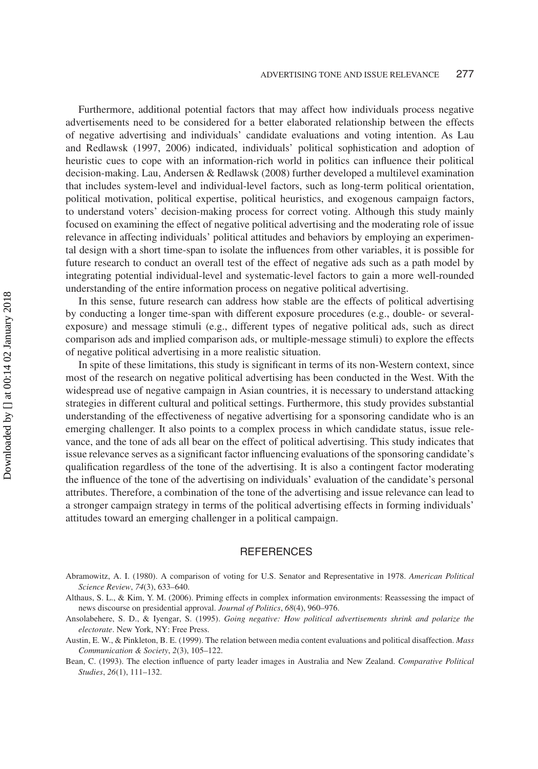Furthermore, additional potential factors that may affect how individuals process negative advertisements need to be considered for a better elaborated relationship between the effects of negative advertising and individuals' candidate evaluations and voting intention. As Lau and Redlawsk (1997, 2006) indicated, individuals' political sophistication and adoption of heuristic cues to cope with an information-rich world in politics can influence their political decision-making. Lau, Andersen & Redlawsk (2008) further developed a multilevel examination that includes system-level and individual-level factors, such as long-term political orientation, political motivation, political expertise, political heuristics, and exogenous campaign factors, to understand voters' decision-making process for correct voting. Although this study mainly focused on examining the effect of negative political advertising and the moderating role of issue relevance in affecting individuals' political attitudes and behaviors by employing an experimental design with a short time-span to isolate the influences from other variables, it is possible for future research to conduct an overall test of the effect of negative ads such as a path model by integrating potential individual-level and systematic-level factors to gain a more well-rounded understanding of the entire information process on negative political advertising.

In this sense, future research can address how stable are the effects of political advertising by conducting a longer time-span with different exposure procedures (e.g., double- or several-exposure) and message stimuli (e.g., different types of negative political ads, such as direct comparison ads and implied comparison ads, or multiple-message stimuli) to explore the effects of negative political advertising in a more realistic situation.

In spite of these limitations, this study is significant in terms of its non-Western context, since most of the research on negative political advertising has been conducted in the West. With the widespread use of negative campaign in Asian countries, it is necessary to understand attacking strategies in different cultural and political settings. Furthermore, this study provides substantial understanding of the effectiveness of negative advertising for a sponsoring candidate who is an emerging challenger. It also points to a complex process in which candidate status, issue relevance, and the tone of ads all bear on the effect of political advertising. This study indicates that issue relevance serves as a significant factor influencing evaluations of the sponsoring candidate's qualification regardless of the tone of the advertising. It is also a contingent factor moderating the influence of the tone of the advertising on individuals' evaluation of the candidate's personal attributes. Therefore, a combination of the tone of the advertising and issue relevance can lead to a stronger campaign strategy in terms of the political advertising effects in forming individuals' attitudes toward an emerging challenger in a political campaign.

## REFERENCES

Abramowitz, A. I. (1980). A comparison of voting for U.S. Senator and Representative in 1978. *American Political Science Review*, *74*(3), 633–640.

Althaus, S. L., & Kim, Y. M. (2006). Priming effects in complex information environments: Reassessing the impact of news discourse on presidential approval. *Journal of Politics*, *68*(4), 960–976.

Ansolabehere, S. D., & Iyengar, S. (1995). *Going negative: How political advertisements shrink and polarize the electorate*. New York, NY: Free Press.

Austin, E. W., & Pinkleton, B. E. (1999). The relation between media content evaluations and political disaffection. *Mass Communication & Society*, *2*(3), 105–122.

Bean, C. (1993). The election influence of party leader images in Australia and New Zealand. *Comparative Political Studies*, *26*(1), 111–132.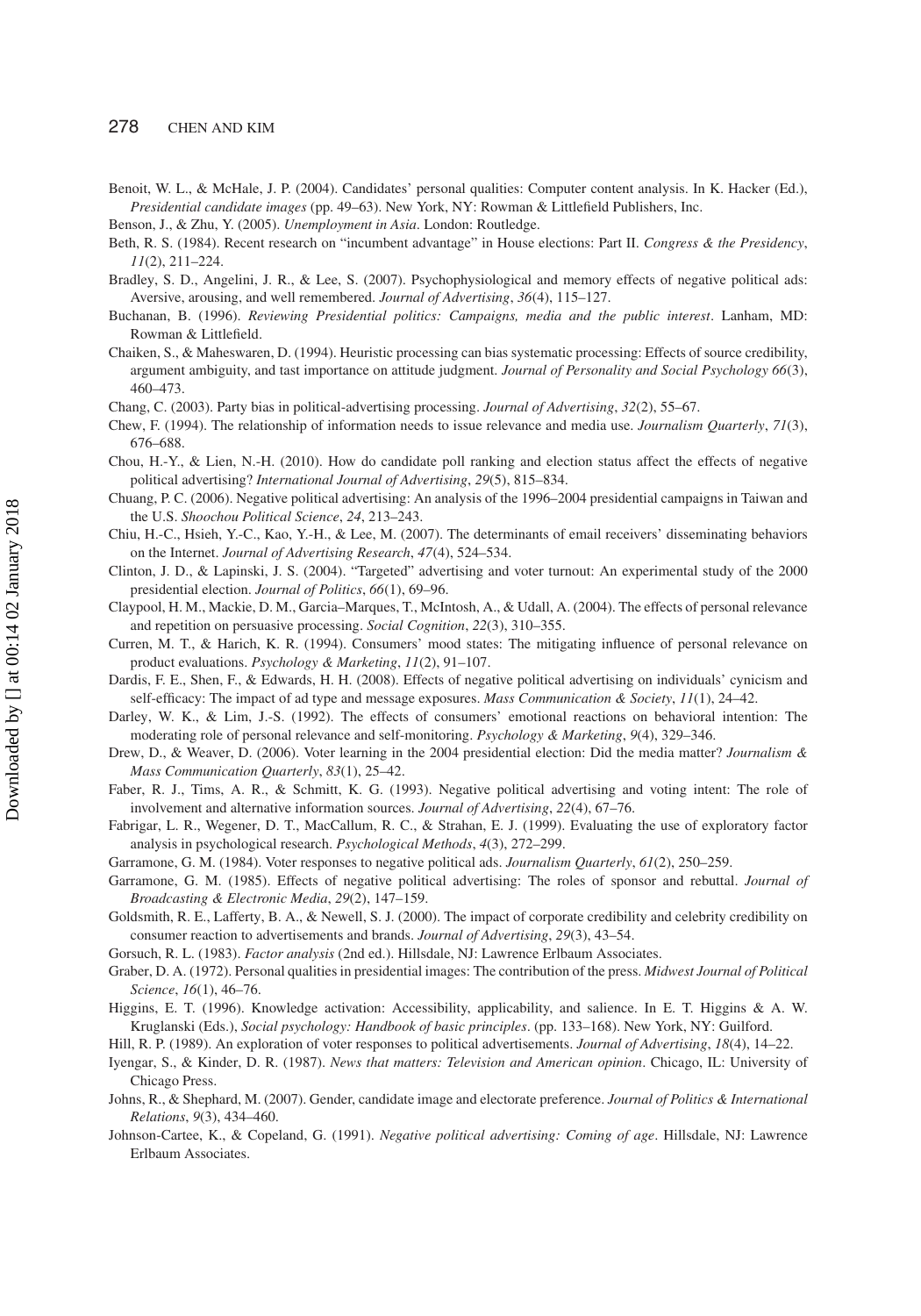Benoit, W. L., & McHale, J. P. (2004). Candidates' personal qualities: Computer content analysis. In K. Hacker (Ed.), *Presidential candidate images* (pp. 49–63). New York, NY: Rowman & Littlefield Publishers, Inc.

Benson, J., & Zhu, Y. (2005). *Unemployment in Asia*. London: Routledge.

Beth, R. S. (1984). Recent research on "incumbent advantage" in House elections: Part II. *Congress & the Presidency*, *11*(2), 211–224.

Bradley, S. D., Angelini, J. R., & Lee, S. (2007). Psychophysiological and memory effects of negative political ads: Aversive, arousing, and well remembered. *Journal of Advertising*, *36*(4), 115–127.

Buchanan, B. (1996). *Reviewing Presidential politics: Campaigns, media and the public interest*. Lanham, MD: Rowman & Littlefield.

Chaiken, S., & Maheswaren, D. (1994). Heuristic processing can bias systematic processing: Effects of source credibility, argument ambiguity, and tast importance on attitude judgment. *Journal of Personality and Social Psychology 66*(3), 460–473.

Chang, C. (2003). Party bias in political-advertising processing. *Journal of Advertising*, *32*(2), 55–67.

Chew, F. (1994). The relationship of information needs to issue relevance and media use. *Journalism Quarterly*, *71*(3), 676–688.

Chou, H.-Y., & Lien, N.-H. (2010). How do candidate poll ranking and election status affect the effects of negative political advertising? *International Journal of Advertising*, *29*(5), 815–834.

Chuang, P. C. (2006). Negative political advertising: An analysis of the 1996–2004 presidential campaigns in Taiwan and the U.S. *Shoochou Political Science*, *24*, 213–243.

Chiu, H.-C., Hsieh, Y.-C., Kao, Y.-H., & Lee, M. (2007). The determinants of email receivers' disseminating behaviors on the Internet. *Journal of Advertising Research*, *47*(4), 524–534.

Clinton, J. D., & Lapinski, J. S. (2004). "Targeted" advertising and voter turnout: An experimental study of the 2000 presidential election. *Journal of Politics*, *66*(1), 69–96.

Claypool, H. M., Mackie, D. M., Garcia–Marques, T., McIntosh, A., & Udall, A. (2004). The effects of personal relevance and repetition on persuasive processing. *Social Cognition*, *22*(3), 310–355.

Curren, M. T., & Harich, K. R. (1994). Consumers' mood states: The mitigating influence of personal relevance on product evaluations. *Psychology & Marketing*, *11*(2), 91–107.

Dardis, F. E., Shen, F., & Edwards, H. H. (2008). Effects of negative political advertising on individuals' cynicism and self-efficacy: The impact of ad type and message exposures. *Mass Communication & Society*, *11*(1), 24–42.

Darley, W. K., & Lim, J.-S. (1992). The effects of consumers' emotional reactions on behavioral intention: The moderating role of personal relevance and self-monitoring. *Psychology & Marketing*, *9*(4), 329–346.

Drew, D., & Weaver, D. (2006). Voter learning in the 2004 presidential election: Did the media matter? *Journalism & Mass Communication Quarterly*, *83*(1), 25–42.

Faber, R. J., Tims, A. R., & Schmitt, K. G. (1993). Negative political advertising and voting intent: The role of involvement and alternative information sources. *Journal of Advertising*, *22*(4), 67–76.

Fabrigar, L. R., Wegener, D. T., MacCallum, R. C., & Strahan, E. J. (1999). Evaluating the use of exploratory factor analysis in psychological research. *Psychological Methods*, *4*(3), 272–299.

Garramone, G. M. (1984). Voter responses to negative political ads. *Journalism Quarterly*, *61*(2), 250–259.

Garramone, G. M. (1985). Effects of negative political advertising: The roles of sponsor and rebuttal. *Journal of Broadcasting & Electronic Media*, *29*(2), 147–159.

Goldsmith, R. E., Lafferty, B. A., & Newell, S. J. (2000). The impact of corporate credibility and celebrity credibility on consumer reaction to advertisements and brands. *Journal of Advertising*, *29*(3), 43–54.

Gorsuch, R. L. (1983). *Factor analysis* (2nd ed.). Hillsdale, NJ: Lawrence Erlbaum Associates.

Graber, D. A. (1972). Personal qualities in presidential images: The contribution of the press. *Midwest Journal of Political Science*, *16*(1), 46–76.

Higgins, E. T. (1996). Knowledge activation: Accessibility, applicability, and salience. In E. T. Higgins & A. W. Kruglanski (Eds.), *Social psychology: Handbook of basic principles*. (pp. 133–168). New York, NY: Guilford.

Hill, R. P. (1989). An exploration of voter responses to political advertisements. *Journal of Advertising*, *18*(4), 14–22.

Iyengar, S., & Kinder, D. R. (1987). *News that matters: Television and American opinion*. Chicago, IL: University of Chicago Press.

Johns, R., & Shephard, M. (2007). Gender, candidate image and electorate preference. *Journal of Politics & International Relations*, *9*(3), 434–460.

Johnson-Cartee, K., & Copeland, G. (1991). *Negative political advertising: Coming of age*. Hillsdale, NJ: Lawrence Erlbaum Associates.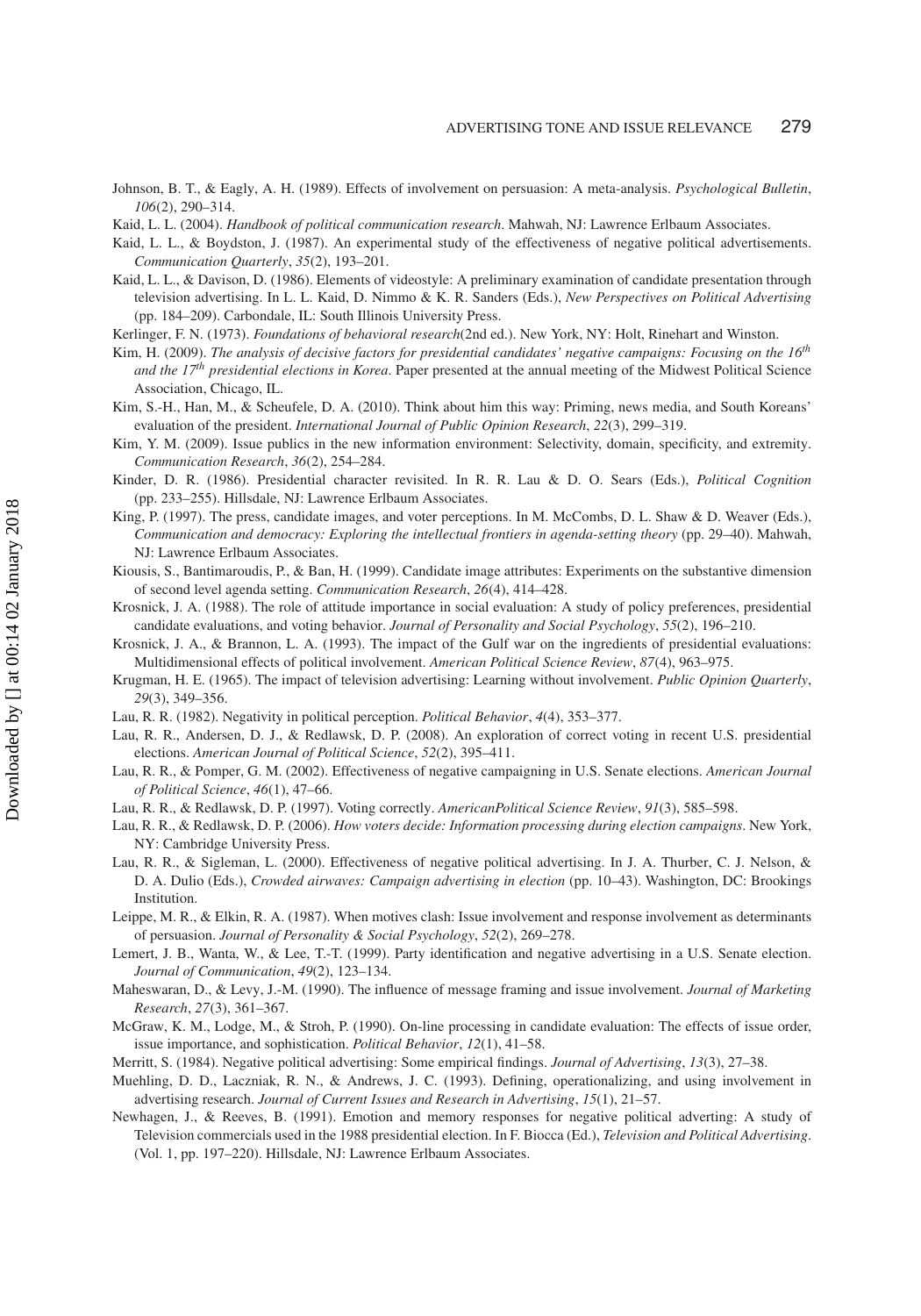Johnson, B. T., & Eagly, A. H. (1989). Effects of involvement on persuasion: A meta-analysis. *Psychological Bulletin*, *106*(2), 290–314.

Kaid, L. L. (2004). *Handbook of political communication research*. Mahwah, NJ: Lawrence Erlbaum Associates.

Kaid, L. L., & Boydston, J. (1987). An experimental study of the effectiveness of negative political advertisements. *Communication Quarterly*, *35*(2), 193–201.

Kaid, L. L., & Davison, D. (1986). Elements of videostyle: A preliminary examination of candidate presentation through television advertising. In L. L. Kaid, D. Nimmo & K. R. Sanders (Eds.), *New Perspectives on Political Advertising* (pp. 184–209). Carbondale, IL: South Illinois University Press.

Kerlinger, F. N. (1973). *Foundations of behavioral research*(2nd ed.). New York, NY: Holt, Rinehart and Winston.

Kim, H. (2009). *The analysis of decisive factors for presidential candidates' negative campaigns: Focusing on the 16th and the 17th presidential elections in Korea*. Paper presented at the annual meeting of the Midwest Political Science Association, Chicago, IL.

Kim, S.-H., Han, M., & Scheufele, D. A. (2010). Think about him this way: Priming, news media, and South Koreans' evaluation of the president. *International Journal of Public Opinion Research*, *22*(3), 299–319.

Kim, Y. M. (2009). Issue publics in the new information environment: Selectivity, domain, specificity, and extremity. *Communication Research*, *36*(2), 254–284.

Kinder, D. R. (1986). Presidential character revisited. In R. R. Lau & D. O. Sears (Eds.), *Political Cognition* (pp. 233–255). Hillsdale, NJ: Lawrence Erlbaum Associates.

King, P. (1997). The press, candidate images, and voter perceptions. In M. McCombs, D. L. Shaw & D. Weaver (Eds.), *Communication and democracy: Exploring the intellectual frontiers in agenda-setting theory* (pp. 29–40). Mahwah, NJ: Lawrence Erlbaum Associates.

Kiousis, S., Bantimaroudis, P., & Ban, H. (1999). Candidate image attributes: Experiments on the substantive dimension of second level agenda setting. *Communication Research*, *26*(4), 414–428.

Krosnick, J. A. (1988). The role of attitude importance in social evaluation: A study of policy preferences, presidential candidate evaluations, and voting behavior. *Journal of Personality and Social Psychology*, *55*(2), 196–210.

Krosnick, J. A., & Brannon, L. A. (1993). The impact of the Gulf war on the ingredients of presidential evaluations: Multidimensional effects of political involvement. *American Political Science Review*, *87*(4), 963–975.

Krugman, H. E. (1965). The impact of television advertising: Learning without involvement. *Public Opinion Quarterly*, *29*(3), 349–356.

Lau, R. R. (1982). Negativity in political perception. *Political Behavior*, *4*(4), 353–377.

Lau, R. R., Andersen, D. J., & Redlawsk, D. P. (2008). An exploration of correct voting in recent U.S. presidential elections. *American Journal of Political Science*, *52*(2), 395–411.

Lau, R. R., & Pomper, G. M. (2002). Effectiveness of negative campaigning in U.S. Senate elections. *American Journal of Political Science*, *46*(1), 47–66.

Lau, R. R., & Redlawsk, D. P. (1997). Voting correctly. *AmericanPolitical Science Review*, *91*(3), 585–598.

Lau, R. R., & Redlawsk, D. P. (2006). *How voters decide: Information processing during election campaigns*. New York, NY: Cambridge University Press.

Lau, R. R., & Sigleman, L. (2000). Effectiveness of negative political advertising. In J. A. Thurber, C. J. Nelson, & D. A. Dulio (Eds.), *Crowded airwaves: Campaign advertising in election* (pp. 10–43). Washington, DC: Brookings Institution.

Leippe, M. R., & Elkin, R. A. (1987). When motives clash: Issue involvement and response involvement as determinants of persuasion. *Journal of Personality & Social Psychology*, *52*(2), 269–278.

Lemert, J. B., Wanta, W., & Lee, T.-T. (1999). Party identification and negative advertising in a U.S. Senate election. *Journal of Communication*, *49*(2), 123–134.

Maheswaran, D., & Levy, J.-M. (1990). The influence of message framing and issue involvement. *Journal of Marketing Research*, *27*(3), 361–367.

McGraw, K. M., Lodge, M., & Stroh, P. (1990). On-line processing in candidate evaluation: The effects of issue order, issue importance, and sophistication. *Political Behavior*, *12*(1), 41–58.

Merritt, S. (1984). Negative political advertising: Some empirical findings. *Journal of Advertising*, *13*(3), 27–38.

Muehling, D. D., Laczniak, R. N., & Andrews, J. C. (1993). Defining, operationalizing, and using involvement in advertising research. *Journal of Current Issues and Research in Advertising*, *15*(1), 21–57.

Newhagen, J., & Reeves, B. (1991). Emotion and memory responses for negative political adverting: A study of Television commercials used in the 1988 presidential election. In F. Biocca (Ed.), *Television and Political Advertising*. (Vol. 1, pp. 197–220). Hillsdale, NJ: Lawrence Erlbaum Associates.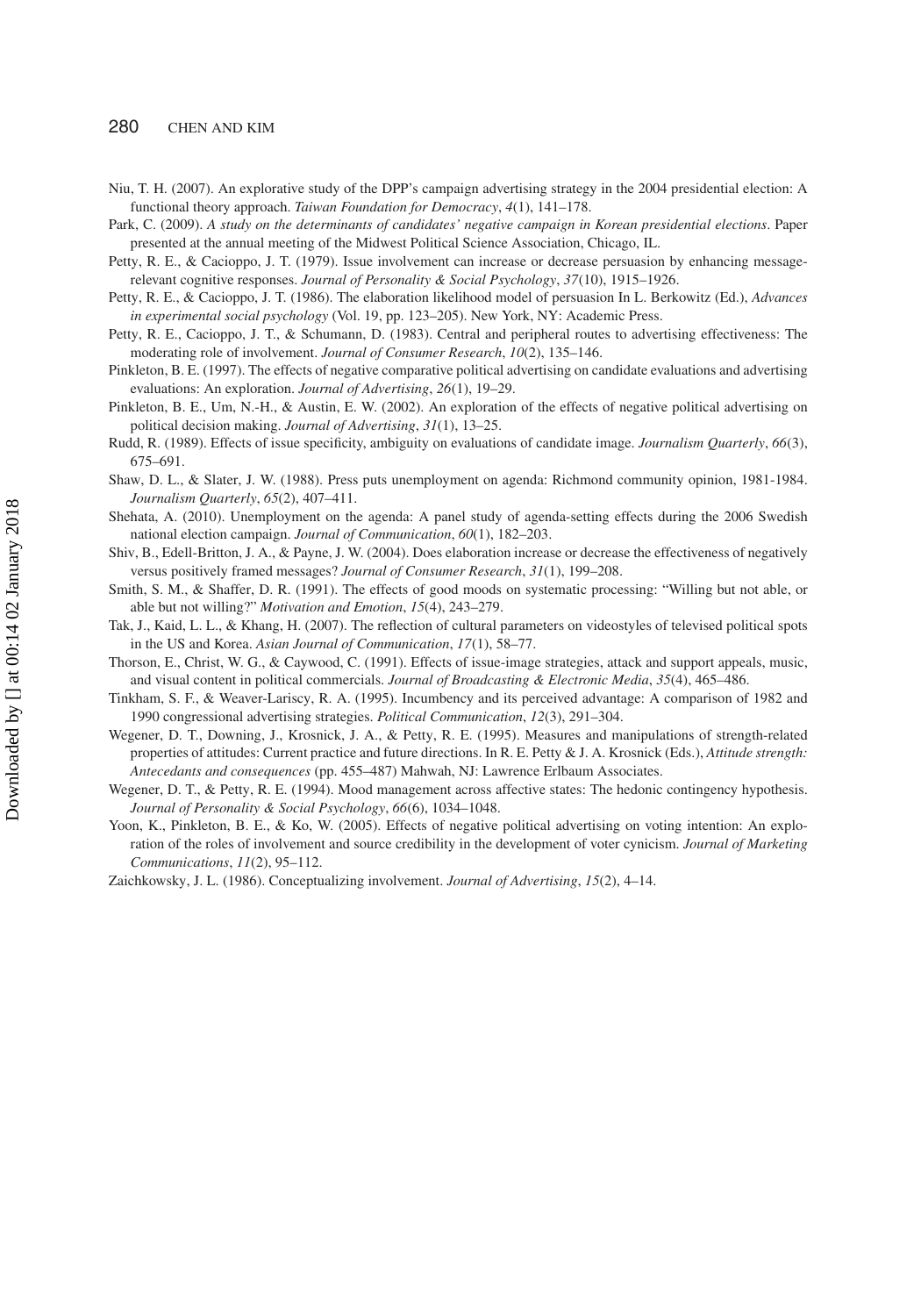Niu, T. H. (2007). An explorative study of the DPP's campaign advertising strategy in the 2004 presidential election: A functional theory approach. *Taiwan Foundation for Democracy*, *4*(1), 141–178.

Park, C. (2009). *A study on the determinants of candidates' negative campaign in Korean presidential elections*. Paper presented at the annual meeting of the Midwest Political Science Association, Chicago, IL.

Petty, R. E., & Cacioppo, J. T. (1979). Issue involvement can increase or decrease persuasion by enhancing message-relevant cognitive responses. *Journal of Personality & Social Psychology*, *37*(10), 1915–1926.

Petty, R. E., & Cacioppo, J. T. (1986). The elaboration likelihood model of persuasion In L. Berkowitz (Ed.), *Advances in experimental social psychology* (Vol. 19, pp. 123–205). New York, NY: Academic Press.

Petty, R. E., Cacioppo, J. T., & Schumann, D. (1983). Central and peripheral routes to advertising effectiveness: The moderating role of involvement. *Journal of Consumer Research*, *10*(2), 135–146.

Pinkleton, B. E. (1997). The effects of negative comparative political advertising on candidate evaluations and advertising evaluations: An exploration. *Journal of Advertising*, *26*(1), 19–29.

Pinkleton, B. E., Um, N.-H., & Austin, E. W. (2002). An exploration of the effects of negative political advertising on political decision making. *Journal of Advertising*, *31*(1), 13–25.

Rudd, R. (1989). Effects of issue specificity, ambiguity on evaluations of candidate image. *Journalism Quarterly*, *66*(3), 675–691.

Shaw, D. L., & Slater, J. W. (1988). Press puts unemployment on agenda: Richmond community opinion, 1981-1984. *Journalism Quarterly*, *65*(2), 407–411.

Shehata, A. (2010). Unemployment on the agenda: A panel study of agenda-setting effects during the 2006 Swedish national election campaign. *Journal of Communication*, *60*(1), 182–203.

Shiv, B., Edell-Britton, J. A., & Payne, J. W. (2004). Does elaboration increase or decrease the effectiveness of negatively versus positively framed messages? *Journal of Consumer Research*, *31*(1), 199–208.

Smith, S. M., & Shaffer, D. R. (1991). The effects of good moods on systematic processing: "Willing but not able, or able but not willing?" *Motivation and Emotion*, *15*(4), 243–279.

Tak, J., Kaid, L. L., & Khang, H. (2007). The reflection of cultural parameters on videostyles of televised political spots in the US and Korea. *Asian Journal of Communication*, *17*(1), 58–77.

Thorson, E., Christ, W. G., & Caywood, C. (1991). Effects of issue-image strategies, attack and support appeals, music, and visual content in political commercials. *Journal of Broadcasting & Electronic Media*, *35*(4), 465–486.

Tinkham, S. F., & Weaver-Lariscy, R. A. (1995). Incumbency and its perceived advantage: A comparison of 1982 and 1990 congressional advertising strategies. *Political Communication*, *12*(3), 291–304.

Wegener, D. T., Downing, J., Krosnick, J. A., & Petty, R. E. (1995). Measures and manipulations of strength-related properties of attitudes: Current practice and future directions. In R. E. Petty & J. A. Krosnick (Eds.), *Attitude strength: Antecedants and consequences* (pp. 455–487) Mahwah, NJ: Lawrence Erlbaum Associates.

Wegener, D. T., & Petty, R. E. (1994). Mood management across affective states: The hedonic contingency hypothesis. *Journal of Personality & Social Psychology*, *66*(6), 1034–1048.

Yoon, K., Pinkleton, B. E., & Ko, W. (2005). Effects of negative political advertising on voting intention: An exploration of the roles of involvement and source credibility in the development of voter cynicism. *Journal of Marketing Communications*, *11*(2), 95–112.

Zaichkowsky, J. L. (1986). Conceptualizing involvement. *Journal of Advertising*, *15*(2), 4–14.